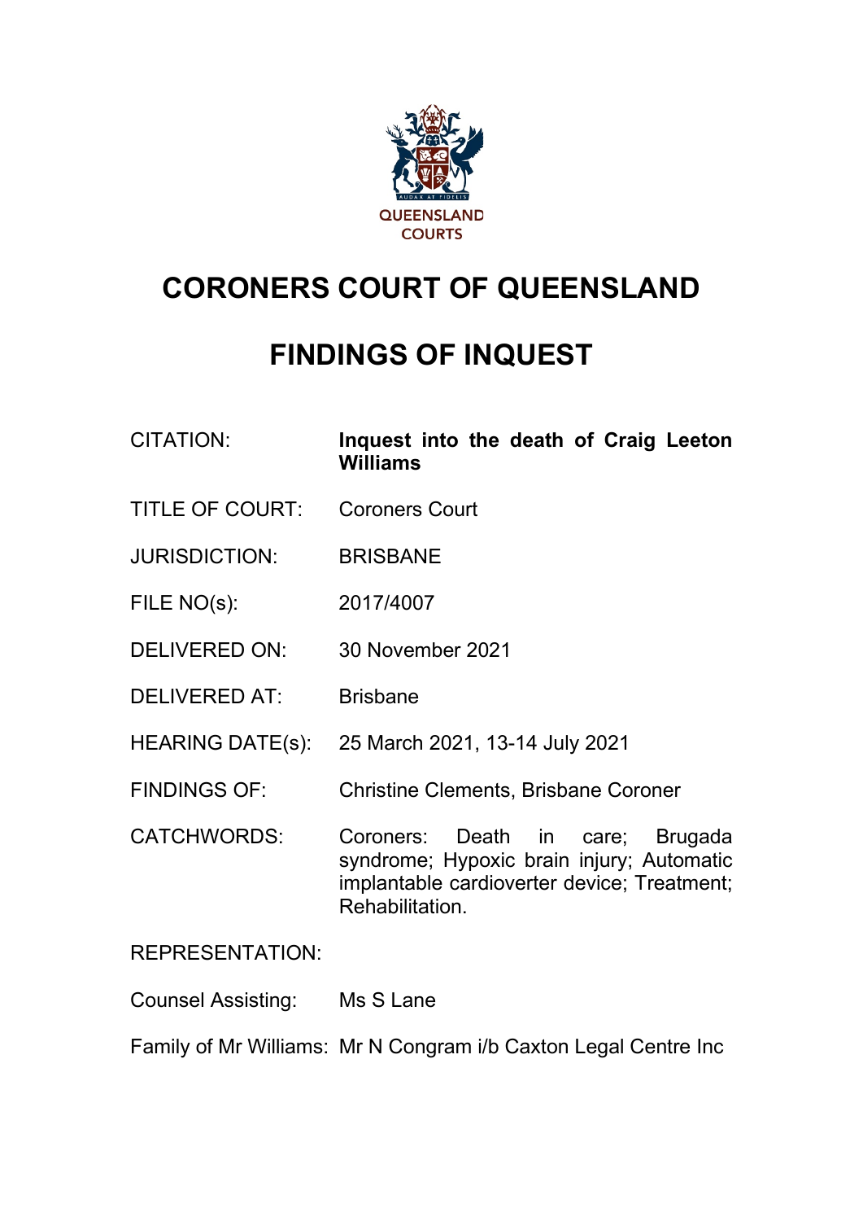QUEENSLAND COURTS

# CORONERS COURT OF QUEENSLAND

# FINDINGS OF INQUEST

| | |
|---|---|
| CITATION: | **Inquest into the death of Craig Leeton Williams** |
| TITLE OF COURT: | Coroners Court |
| JURISDICTION: | BRISBANE |
| FILE NO(s): | 2017/4007 |
| DELIVERED ON: | 30 November 2021 |
| DELIVERED AT: | Brisbane |
| HEARING DATE(s): | 25 March 2021, 13-14 July 2021 |
| FINDINGS OF: | Christine Clements, Brisbane Coroner |
| CATCHWORDS: | Coroners: Death in care; Brugada syndrome; Hypoxic brain injury; Automatic implantable cardioverter device; Treatment; Rehabilitation. |

REPRESENTATION:

| | |
|---|---|
| Counsel Assisting: | Ms S Lane |
| Family of Mr Williams: | Mr N Congram i/b Caxton Legal Centre Inc |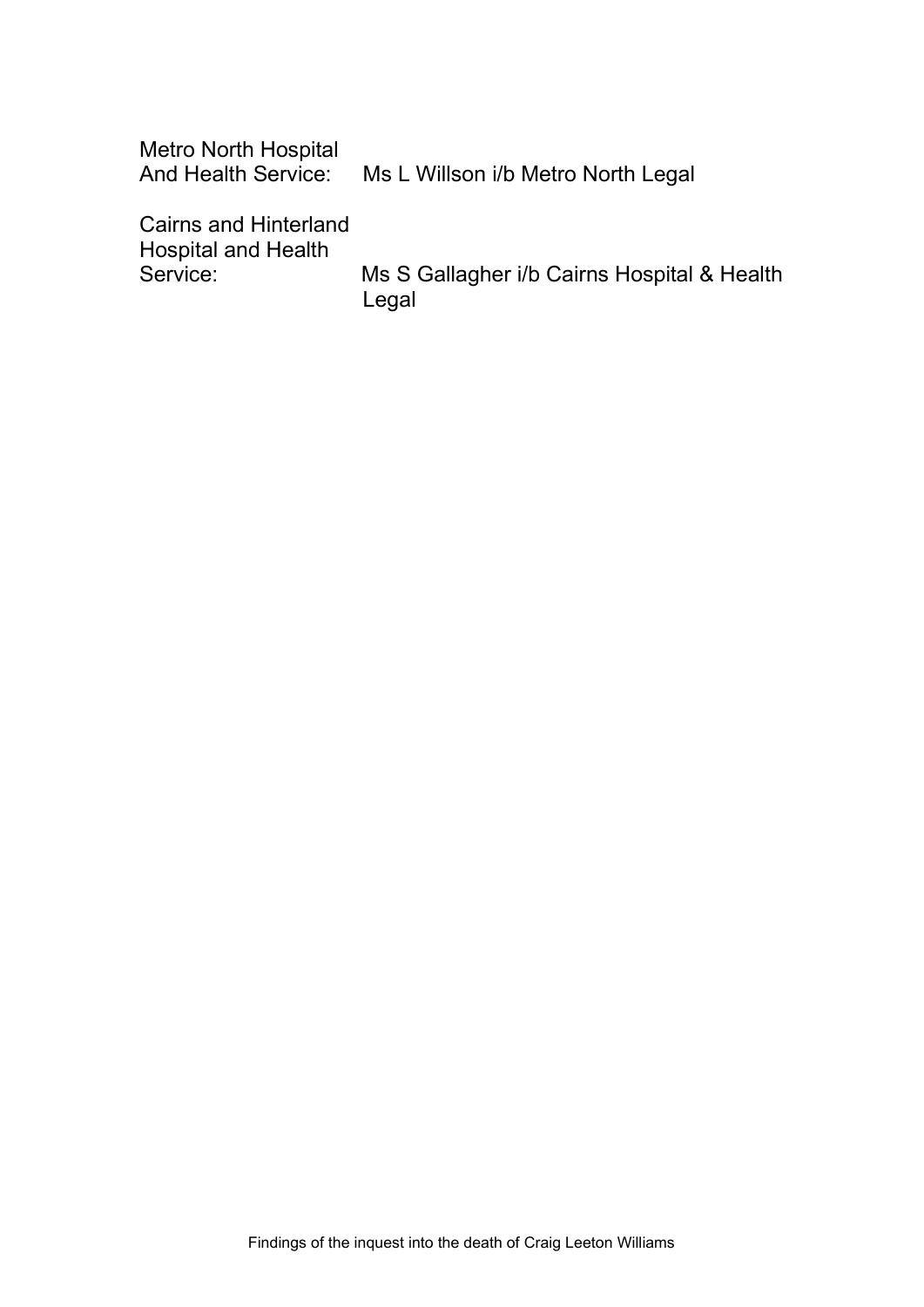| | |
|---|---|
| Metro North Hospital And Health Service: | Ms L Willson i/b Metro North Legal |
| Cairns and Hinterland Hospital and Health Service: | Ms S Gallagher i/b Cairns Hospital & Health Legal |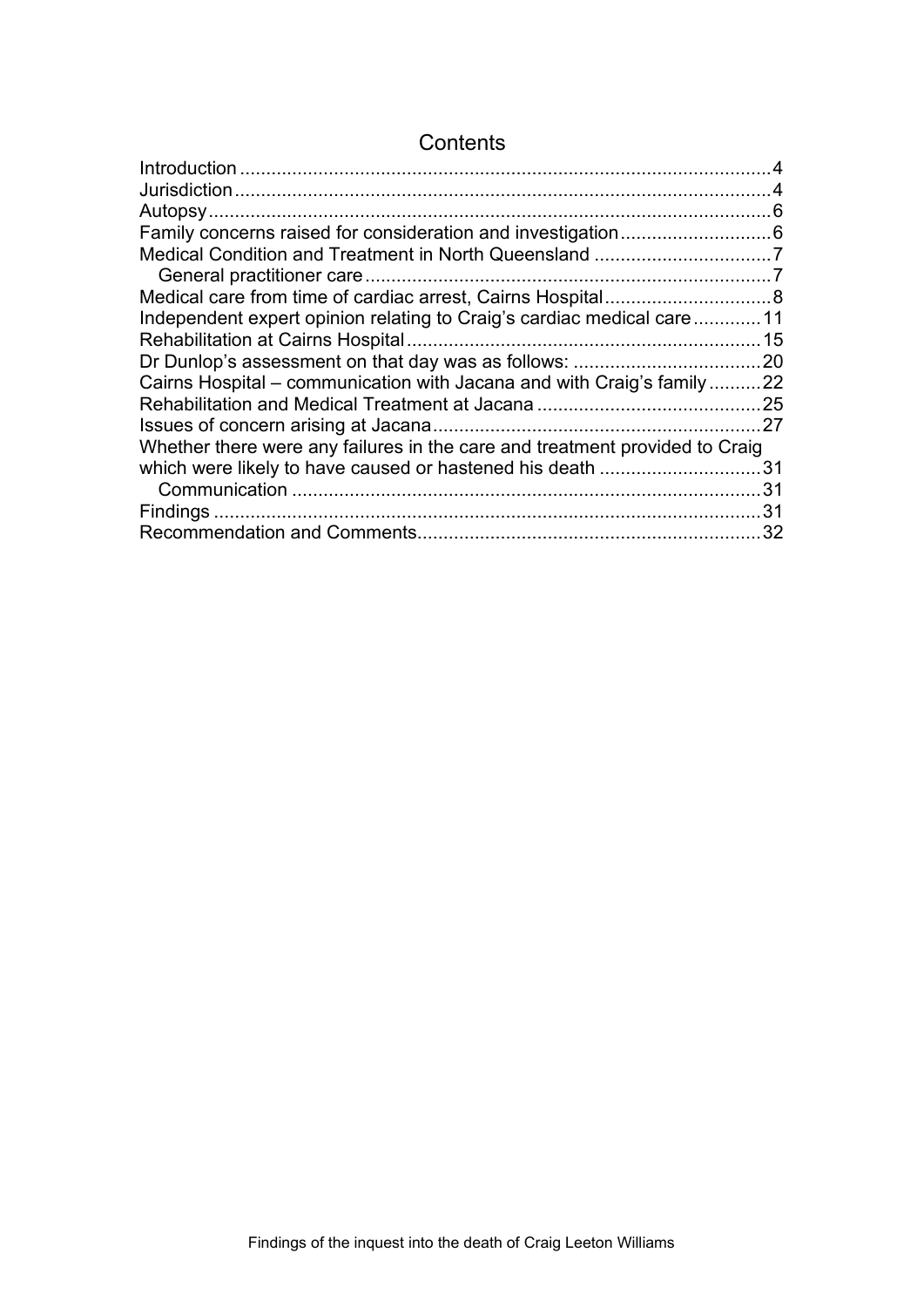# Contents

Introduction ..................................................................................................... 4
Jurisdiction ...................................................................................................... 4
Autopsy ........................................................................................................... 6
Family concerns raised for consideration and investigation ............................ 6
Medical Condition and Treatment in North Queensland .................................. 7
  General practitioner care ............................................................................. 7
Medical care from time of cardiac arrest, Cairns Hospital ................................ 8
Independent expert opinion relating to Craig's cardiac medical care ............ 11
Rehabilitation at Cairns Hospital ................................................................... 15
Dr Dunlop's assessment on that day was as follows: .................................... 20
Cairns Hospital – communication with Jacana and with Craig's family .......... 22
Rehabilitation and Medical Treatment at Jacana ........................................... 25
Issues of concern arising at Jacana .............................................................. 27
Whether there were any failures in the care and treatment provided to Craig which were likely to have caused or hastened his death ............................... 31
  Communication ......................................................................................... 31
Findings ........................................................................................................ 31
Recommendation and Comments ................................................................. 32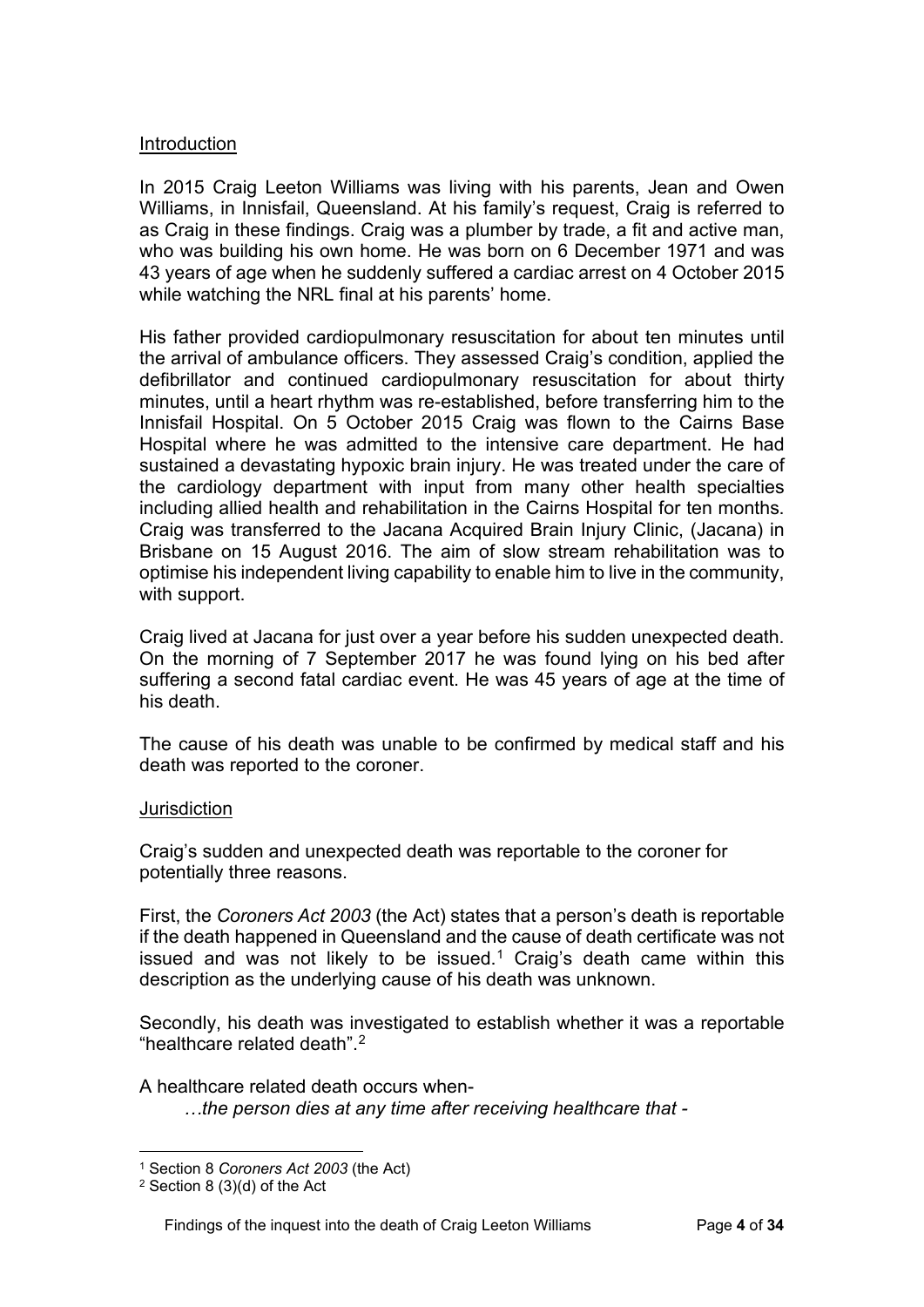## Introduction

In 2015 Craig Leeton Williams was living with his parents, Jean and Owen Williams, in Innisfail, Queensland. At his family's request, Craig is referred to as Craig in these findings. Craig was a plumber by trade, a fit and active man, who was building his own home. He was born on 6 December 1971 and was 43 years of age when he suddenly suffered a cardiac arrest on 4 October 2015 while watching the NRL final at his parents' home.

His father provided cardiopulmonary resuscitation for about ten minutes until the arrival of ambulance officers. They assessed Craig's condition, applied the defibrillator and continued cardiopulmonary resuscitation for about thirty minutes, until a heart rhythm was re-established, before transferring him to the Innisfail Hospital. On 5 October 2015 Craig was flown to the Cairns Base Hospital where he was admitted to the intensive care department. He had sustained a devastating hypoxic brain injury. He was treated under the care of the cardiology department with input from many other health specialties including allied health and rehabilitation in the Cairns Hospital for ten months. Craig was transferred to the Jacana Acquired Brain Injury Clinic, (Jacana) in Brisbane on 15 August 2016. The aim of slow stream rehabilitation was to optimise his independent living capability to enable him to live in the community, with support.

Craig lived at Jacana for just over a year before his sudden unexpected death. On the morning of 7 September 2017 he was found lying on his bed after suffering a second fatal cardiac event. He was 45 years of age at the time of his death.

The cause of his death was unable to be confirmed by medical staff and his death was reported to the coroner.

## Jurisdiction

Craig's sudden and unexpected death was reportable to the coroner for potentially three reasons.

First, the *Coroners Act 2003* (the Act) states that a person's death is reportable if the death happened in Queensland and the cause of death certificate was not issued and was not likely to be issued.[1] Craig's death came within this description as the underlying cause of his death was unknown.

Secondly, his death was investigated to establish whether it was a reportable "healthcare related death".[2]

A healthcare related death occurs when-

> *…the person dies at any time after receiving healthcare that -*

---

[1] Section 8 *Coroners Act 2003* (the Act)

[2] Section 8 (3)(d) of the Act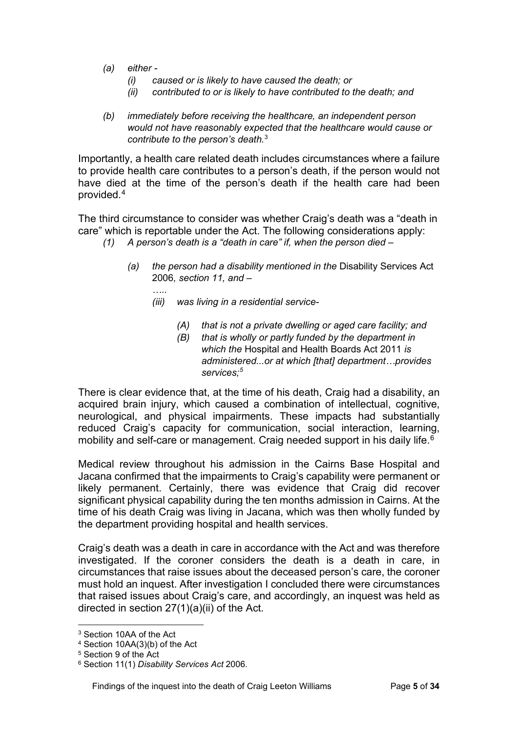- *(a) either -*
    - *(i) caused or is likely to have caused the death; or*
    - *(ii) contributed to or is likely to have contributed to the death; and*
- *(b) immediately before receiving the healthcare, an independent person would not have reasonably expected that the healthcare would cause or contribute to the person's death.*[3]

Importantly, a health care related death includes circumstances where a failure to provide health care contributes to a person's death, if the person would not have died at the time of the person's death if the health care had been provided.[4]

The third circumstance to consider was whether Craig's death was a "death in care" which is reportable under the Act. The following considerations apply:

- *(1) A person's death is a "death in care" if, when the person died –*
    - *(a) the person had a disability mentioned in the* Disability Services Act 2006*, section 11, and –*

      *…..*

        - *(iii) was living in a residential service-*
            - *(A) that is not a private dwelling or aged care facility; and*
            - *(B) that is wholly or partly funded by the department in which the* Hospital and Health Boards Act 2011 *is administered...or at which [that] department…provides services;*[5]

There is clear evidence that, at the time of his death, Craig had a disability, an acquired brain injury, which caused a combination of intellectual, cognitive, neurological, and physical impairments. These impacts had substantially reduced Craig's capacity for communication, social interaction, learning, mobility and self-care or management. Craig needed support in his daily life.[6]

Medical review throughout his admission in the Cairns Base Hospital and Jacana confirmed that the impairments to Craig's capability were permanent or likely permanent. Certainly, there was evidence that Craig did recover significant physical capability during the ten months admission in Cairns. At the time of his death Craig was living in Jacana, which was then wholly funded by the department providing hospital and health services.

Craig's death was a death in care in accordance with the Act and was therefore investigated. If the coroner considers the death is a death in care, in circumstances that raise issues about the deceased person's care, the coroner must hold an inquest. After investigation I concluded there were circumstances that raised issues about Craig's care, and accordingly, an inquest was held as directed in section 27(1)(a)(ii) of the Act.

---

[3] Section 10AA of the Act

[4] Section 10AA(3)(b) of the Act

[5] Section 9 of the Act

[6] Section 11(1) *Disability Services Act* 2006.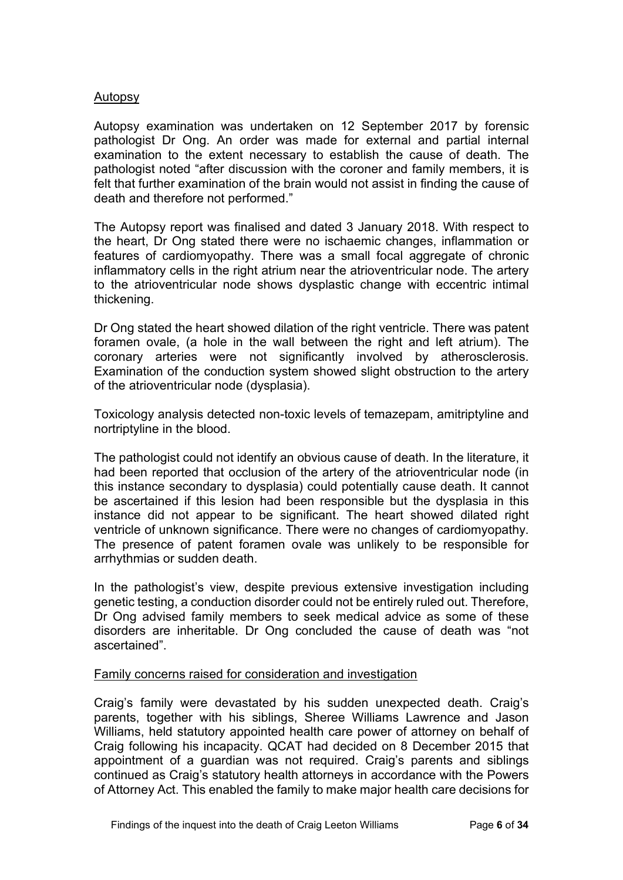## Autopsy

Autopsy examination was undertaken on 12 September 2017 by forensic pathologist Dr Ong. An order was made for external and partial internal examination to the extent necessary to establish the cause of death. The pathologist noted "after discussion with the coroner and family members, it is felt that further examination of the brain would not assist in finding the cause of death and therefore not performed."

The Autopsy report was finalised and dated 3 January 2018. With respect to the heart, Dr Ong stated there were no ischaemic changes, inflammation or features of cardiomyopathy. There was a small focal aggregate of chronic inflammatory cells in the right atrium near the atrioventricular node. The artery to the atrioventricular node shows dysplastic change with eccentric intimal thickening.

Dr Ong stated the heart showed dilation of the right ventricle. There was patent foramen ovale, (a hole in the wall between the right and left atrium). The coronary arteries were not significantly involved by atherosclerosis. Examination of the conduction system showed slight obstruction to the artery of the atrioventricular node (dysplasia).

Toxicology analysis detected non-toxic levels of temazepam, amitriptyline and nortriptyline in the blood.

The pathologist could not identify an obvious cause of death. In the literature, it had been reported that occlusion of the artery of the atrioventricular node (in this instance secondary to dysplasia) could potentially cause death. It cannot be ascertained if this lesion had been responsible but the dysplasia in this instance did not appear to be significant. The heart showed dilated right ventricle of unknown significance. There were no changes of cardiomyopathy. The presence of patent foramen ovale was unlikely to be responsible for arrhythmias or sudden death.

In the pathologist's view, despite previous extensive investigation including genetic testing, a conduction disorder could not be entirely ruled out. Therefore, Dr Ong advised family members to seek medical advice as some of these disorders are inheritable. Dr Ong concluded the cause of death was "not ascertained".

## Family concerns raised for consideration and investigation

Craig's family were devastated by his sudden unexpected death. Craig's parents, together with his siblings, Sheree Williams Lawrence and Jason Williams, held statutory appointed health care power of attorney on behalf of Craig following his incapacity. QCAT had decided on 8 December 2015 that appointment of a guardian was not required. Craig's parents and siblings continued as Craig's statutory health attorneys in accordance with the Powers of Attorney Act. This enabled the family to make major health care decisions for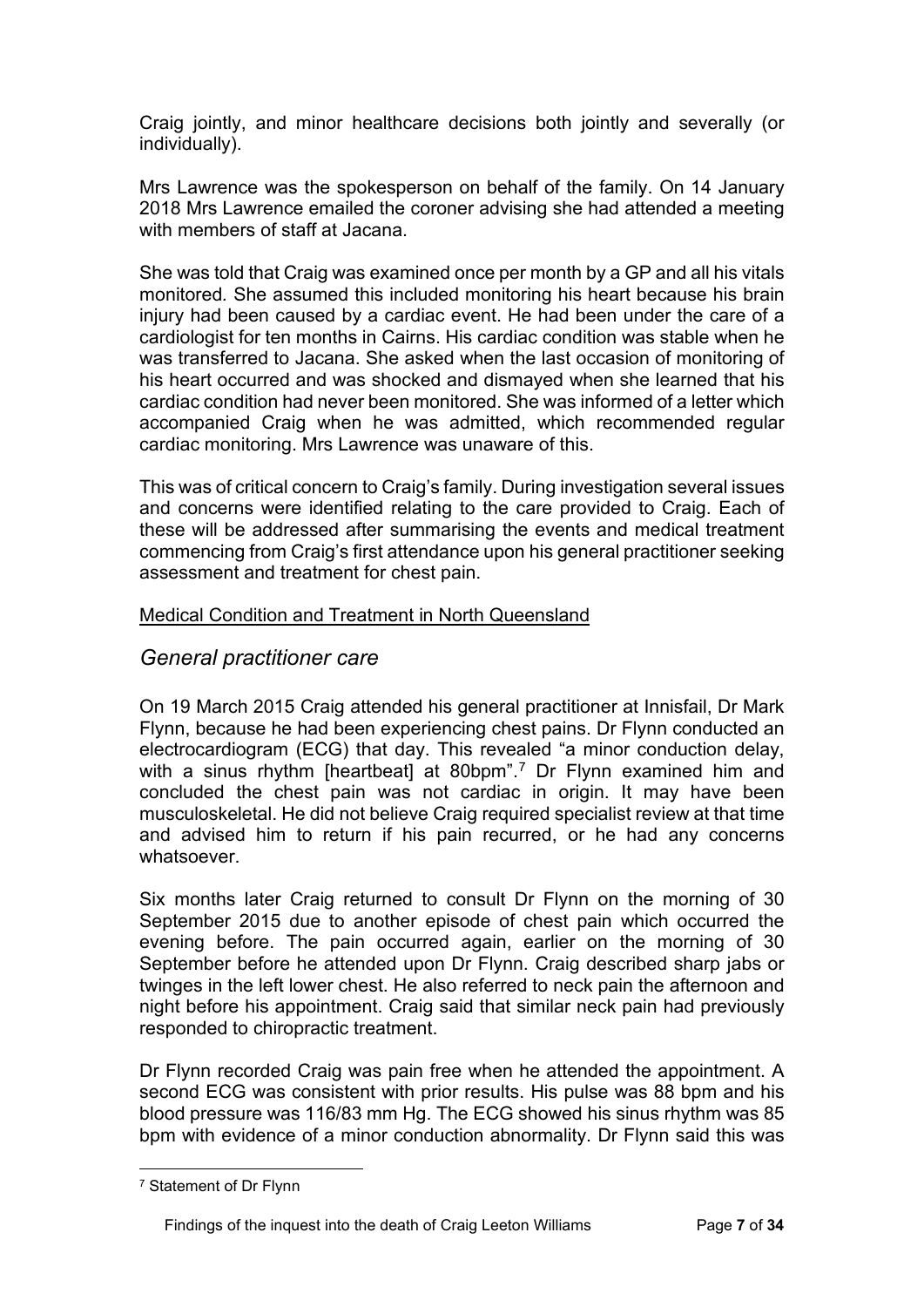Craig jointly, and minor healthcare decisions both jointly and severally (or individually).

Mrs Lawrence was the spokesperson on behalf of the family. On 14 January 2018 Mrs Lawrence emailed the coroner advising she had attended a meeting with members of staff at Jacana.

She was told that Craig was examined once per month by a GP and all his vitals monitored. She assumed this included monitoring his heart because his brain injury had been caused by a cardiac event. He had been under the care of a cardiologist for ten months in Cairns. His cardiac condition was stable when he was transferred to Jacana. She asked when the last occasion of monitoring of his heart occurred and was shocked and dismayed when she learned that his cardiac condition had never been monitored. She was informed of a letter which accompanied Craig when he was admitted, which recommended regular cardiac monitoring. Mrs Lawrence was unaware of this.

This was of critical concern to Craig's family. During investigation several issues and concerns were identified relating to the care provided to Craig. Each of these will be addressed after summarising the events and medical treatment commencing from Craig's first attendance upon his general practitioner seeking assessment and treatment for chest pain.

<u>Medical Condition and Treatment in North Queensland</u>

## *General practitioner care*

On 19 March 2015 Craig attended his general practitioner at Innisfail, Dr Mark Flynn, because he had been experiencing chest pains. Dr Flynn conducted an electrocardiogram (ECG) that day. This revealed "a minor conduction delay, with a sinus rhythm [heartbeat] at 80bpm".[7] Dr Flynn examined him and concluded the chest pain was not cardiac in origin. It may have been musculoskeletal. He did not believe Craig required specialist review at that time and advised him to return if his pain recurred, or he had any concerns whatsoever.

Six months later Craig returned to consult Dr Flynn on the morning of 30 September 2015 due to another episode of chest pain which occurred the evening before. The pain occurred again, earlier on the morning of 30 September before he attended upon Dr Flynn. Craig described sharp jabs or twinges in the left lower chest. He also referred to neck pain the afternoon and night before his appointment. Craig said that similar neck pain had previously responded to chiropractic treatment.

Dr Flynn recorded Craig was pain free when he attended the appointment. A second ECG was consistent with prior results. His pulse was 88 bpm and his blood pressure was 116/83 mm Hg. The ECG showed his sinus rhythm was 85 bpm with evidence of a minor conduction abnormality. Dr Flynn said this was

---

[7] Statement of Dr Flynn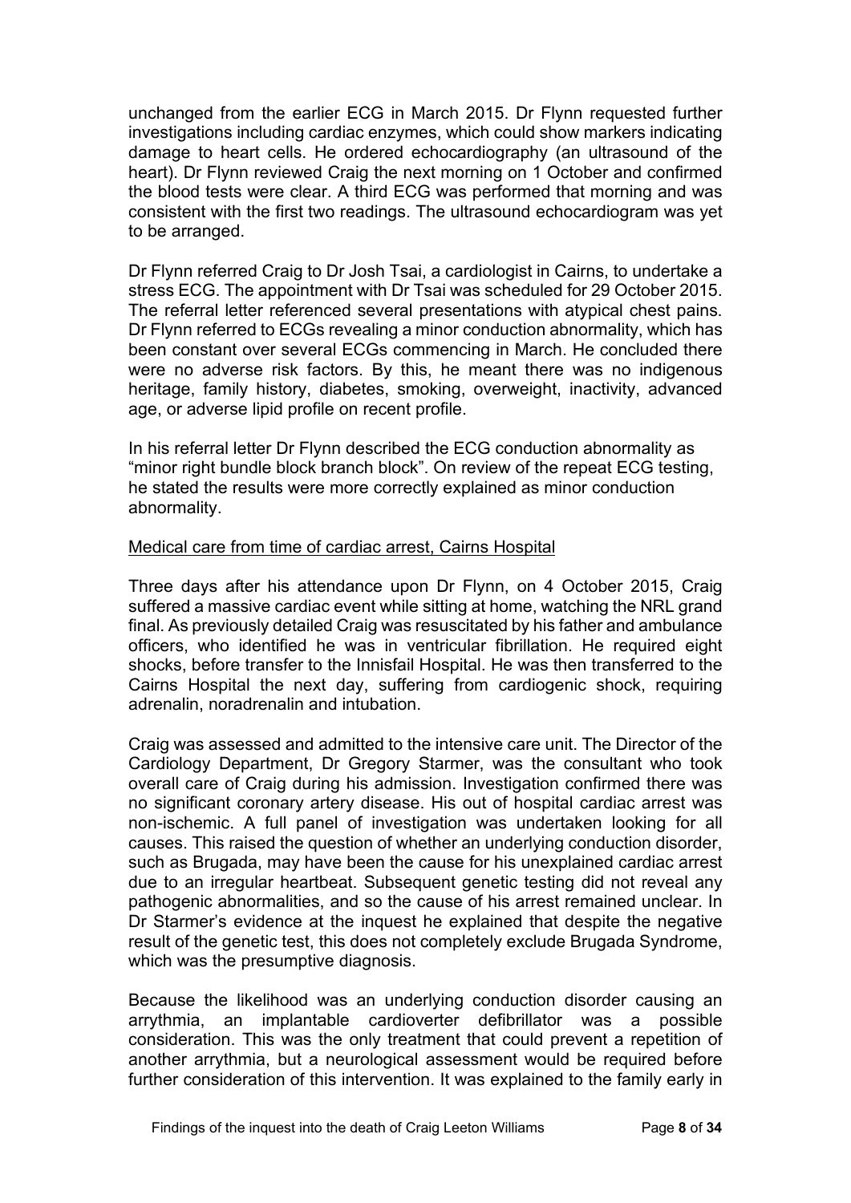unchanged from the earlier ECG in March 2015. Dr Flynn requested further investigations including cardiac enzymes, which could show markers indicating damage to heart cells. He ordered echocardiography (an ultrasound of the heart). Dr Flynn reviewed Craig the next morning on 1 October and confirmed the blood tests were clear. A third ECG was performed that morning and was consistent with the first two readings. The ultrasound echocardiogram was yet to be arranged.

Dr Flynn referred Craig to Dr Josh Tsai, a cardiologist in Cairns, to undertake a stress ECG. The appointment with Dr Tsai was scheduled for 29 October 2015. The referral letter referenced several presentations with atypical chest pains. Dr Flynn referred to ECGs revealing a minor conduction abnormality, which has been constant over several ECGs commencing in March. He concluded there were no adverse risk factors. By this, he meant there was no indigenous heritage, family history, diabetes, smoking, overweight, inactivity, advanced age, or adverse lipid profile on recent profile.

In his referral letter Dr Flynn described the ECG conduction abnormality as "minor right bundle block branch block". On review of the repeat ECG testing, he stated the results were more correctly explained as minor conduction abnormality.

<u>Medical care from time of cardiac arrest, Cairns Hospital</u>

Three days after his attendance upon Dr Flynn, on 4 October 2015, Craig suffered a massive cardiac event while sitting at home, watching the NRL grand final. As previously detailed Craig was resuscitated by his father and ambulance officers, who identified he was in ventricular fibrillation. He required eight shocks, before transfer to the Innisfail Hospital. He was then transferred to the Cairns Hospital the next day, suffering from cardiogenic shock, requiring adrenalin, noradrenalin and intubation.

Craig was assessed and admitted to the intensive care unit. The Director of the Cardiology Department, Dr Gregory Starmer, was the consultant who took overall care of Craig during his admission. Investigation confirmed there was no significant coronary artery disease. His out of hospital cardiac arrest was non-ischemic. A full panel of investigation was undertaken looking for all causes. This raised the question of whether an underlying conduction disorder, such as Brugada, may have been the cause for his unexplained cardiac arrest due to an irregular heartbeat. Subsequent genetic testing did not reveal any pathogenic abnormalities, and so the cause of his arrest remained unclear. In Dr Starmer's evidence at the inquest he explained that despite the negative result of the genetic test, this does not completely exclude Brugada Syndrome, which was the presumptive diagnosis.

Because the likelihood was an underlying conduction disorder causing an arrythmia, an implantable cardioverter defibrillator was a possible consideration. This was the only treatment that could prevent a repetition of another arrythmia, but a neurological assessment would be required before further consideration of this intervention. It was explained to the family early in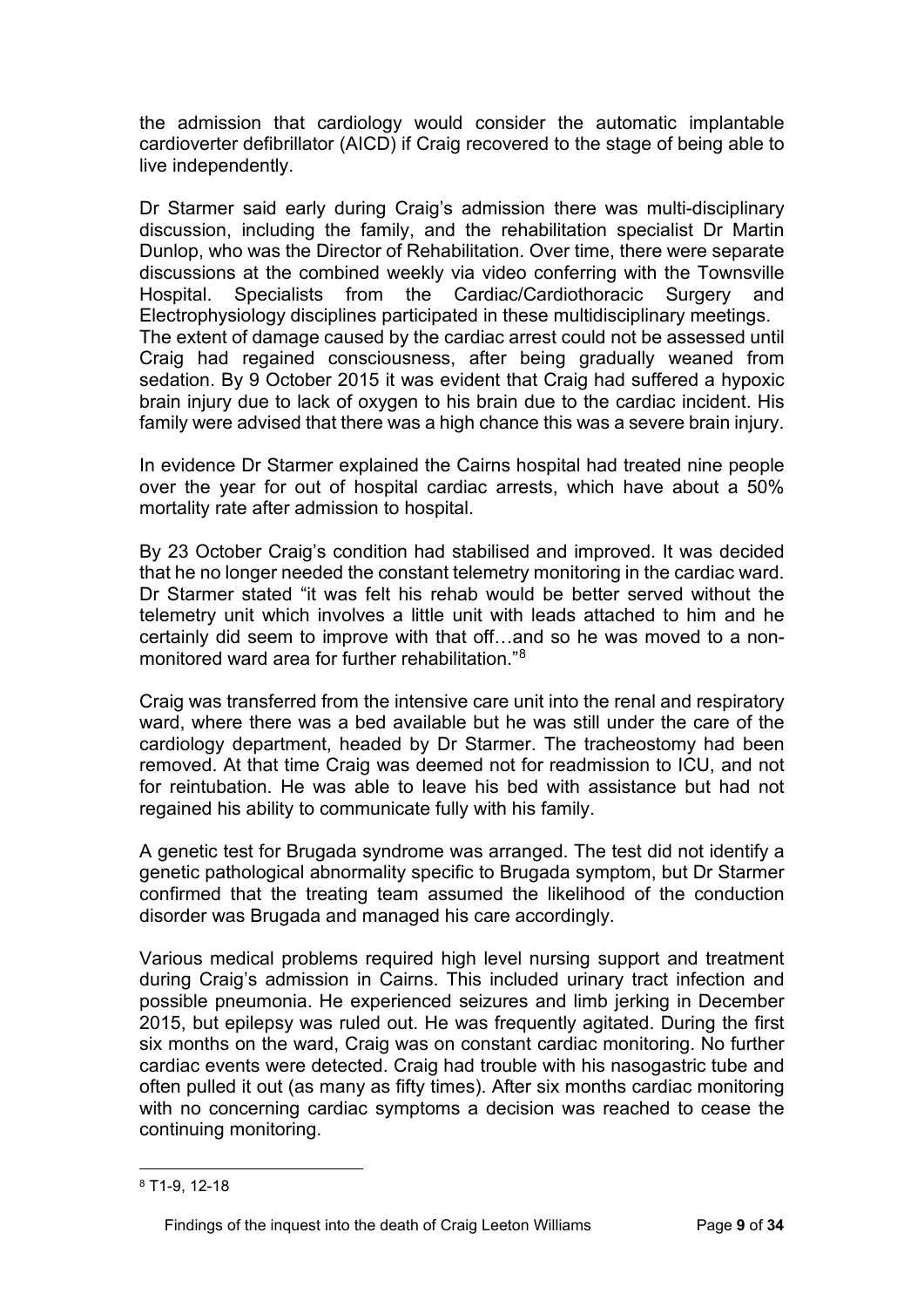the admission that cardiology would consider the automatic implantable cardioverter defibrillator (AICD) if Craig recovered to the stage of being able to live independently.

Dr Starmer said early during Craig's admission there was multi-disciplinary discussion, including the family, and the rehabilitation specialist Dr Martin Dunlop, who was the Director of Rehabilitation. Over time, there were separate discussions at the combined weekly via video conferring with the Townsville Hospital. Specialists from the Cardiac/Cardiothoracic Surgery and Electrophysiology disciplines participated in these multidisciplinary meetings.
The extent of damage caused by the cardiac arrest could not be assessed until Craig had regained consciousness, after being gradually weaned from sedation. By 9 October 2015 it was evident that Craig had suffered a hypoxic brain injury due to lack of oxygen to his brain due to the cardiac incident. His family were advised that there was a high chance this was a severe brain injury.

In evidence Dr Starmer explained the Cairns hospital had treated nine people over the year for out of hospital cardiac arrests, which have about a 50% mortality rate after admission to hospital.

By 23 October Craig's condition had stabilised and improved. It was decided that he no longer needed the constant telemetry monitoring in the cardiac ward. Dr Starmer stated "it was felt his rehab would be better served without the telemetry unit which involves a little unit with leads attached to him and he certainly did seem to improve with that off…and so he was moved to a non-monitored ward area for further rehabilitation."[8]

Craig was transferred from the intensive care unit into the renal and respiratory ward, where there was a bed available but he was still under the care of the cardiology department, headed by Dr Starmer. The tracheostomy had been removed. At that time Craig was deemed not for readmission to ICU, and not for reintubation. He was able to leave his bed with assistance but had not regained his ability to communicate fully with his family.

A genetic test for Brugada syndrome was arranged. The test did not identify a genetic pathological abnormality specific to Brugada symptom, but Dr Starmer confirmed that the treating team assumed the likelihood of the conduction disorder was Brugada and managed his care accordingly.

Various medical problems required high level nursing support and treatment during Craig's admission in Cairns. This included urinary tract infection and possible pneumonia. He experienced seizures and limb jerking in December 2015, but epilepsy was ruled out. He was frequently agitated. During the first six months on the ward, Craig was on constant cardiac monitoring. No further cardiac events were detected. Craig had trouble with his nasogastric tube and often pulled it out (as many as fifty times). After six months cardiac monitoring with no concerning cardiac symptoms a decision was reached to cease the continuing monitoring.

[8] T1-9, 12-18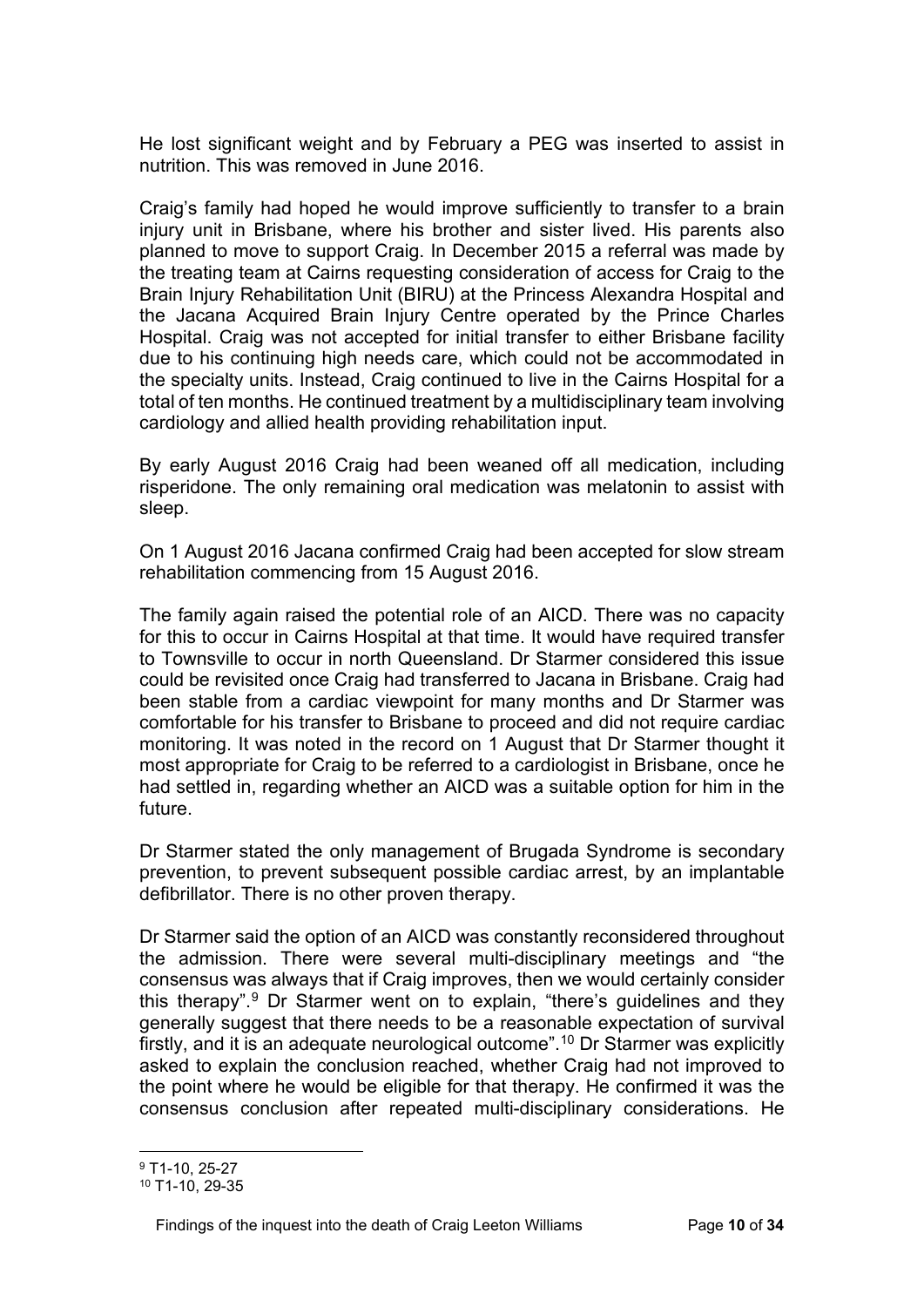He lost significant weight and by February a PEG was inserted to assist in nutrition. This was removed in June 2016.

Craig's family had hoped he would improve sufficiently to transfer to a brain injury unit in Brisbane, where his brother and sister lived. His parents also planned to move to support Craig. In December 2015 a referral was made by the treating team at Cairns requesting consideration of access for Craig to the Brain Injury Rehabilitation Unit (BIRU) at the Princess Alexandra Hospital and the Jacana Acquired Brain Injury Centre operated by the Prince Charles Hospital. Craig was not accepted for initial transfer to either Brisbane facility due to his continuing high needs care, which could not be accommodated in the specialty units. Instead, Craig continued to live in the Cairns Hospital for a total of ten months. He continued treatment by a multidisciplinary team involving cardiology and allied health providing rehabilitation input.

By early August 2016 Craig had been weaned off all medication, including risperidone. The only remaining oral medication was melatonin to assist with sleep.

On 1 August 2016 Jacana confirmed Craig had been accepted for slow stream rehabilitation commencing from 15 August 2016.

The family again raised the potential role of an AICD. There was no capacity for this to occur in Cairns Hospital at that time. It would have required transfer to Townsville to occur in north Queensland. Dr Starmer considered this issue could be revisited once Craig had transferred to Jacana in Brisbane. Craig had been stable from a cardiac viewpoint for many months and Dr Starmer was comfortable for his transfer to Brisbane to proceed and did not require cardiac monitoring. It was noted in the record on 1 August that Dr Starmer thought it most appropriate for Craig to be referred to a cardiologist in Brisbane, once he had settled in, regarding whether an AICD was a suitable option for him in the future.

Dr Starmer stated the only management of Brugada Syndrome is secondary prevention, to prevent subsequent possible cardiac arrest, by an implantable defibrillator. There is no other proven therapy.

Dr Starmer said the option of an AICD was constantly reconsidered throughout the admission. There were several multi-disciplinary meetings and "the consensus was always that if Craig improves, then we would certainly consider this therapy".[9] Dr Starmer went on to explain, "there's guidelines and they generally suggest that there needs to be a reasonable expectation of survival firstly, and it is an adequate neurological outcome".[10] Dr Starmer was explicitly asked to explain the conclusion reached, whether Craig had not improved to the point where he would be eligible for that therapy. He confirmed it was the consensus conclusion after repeated multi-disciplinary considerations. He

[9] T1-10, 25-27
[10] T1-10, 29-35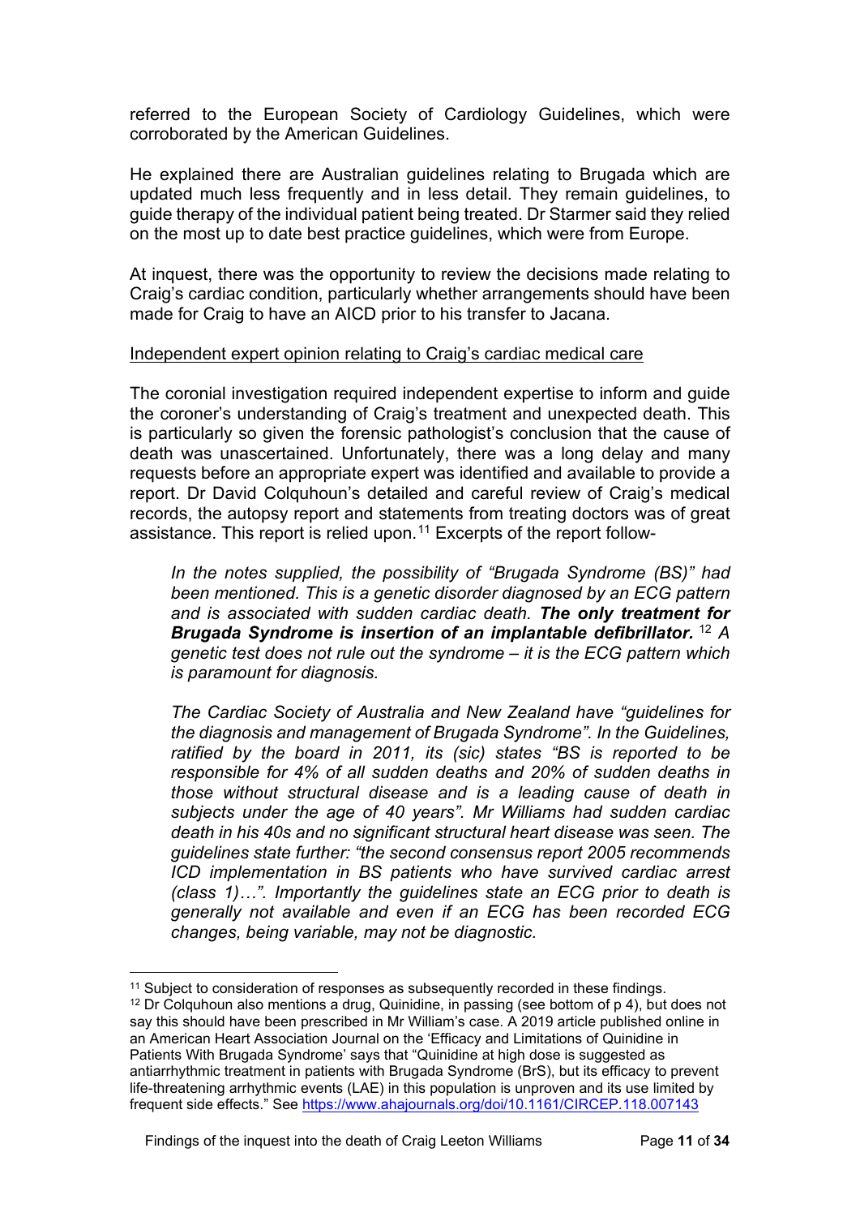referred to the European Society of Cardiology Guidelines, which were corroborated by the American Guidelines.

He explained there are Australian guidelines relating to Brugada which are updated much less frequently and in less detail. They remain guidelines, to guide therapy of the individual patient being treated. Dr Starmer said they relied on the most up to date best practice guidelines, which were from Europe.

At inquest, there was the opportunity to review the decisions made relating to Craig's cardiac condition, particularly whether arrangements should have been made for Craig to have an AICD prior to his transfer to Jacana.

Independent expert opinion relating to Craig's cardiac medical care

The coronial investigation required independent expertise to inform and guide the coroner's understanding of Craig's treatment and unexpected death. This is particularly so given the forensic pathologist's conclusion that the cause of death was unascertained. Unfortunately, there was a long delay and many requests before an appropriate expert was identified and available to provide a report. Dr David Colquhoun's detailed and careful review of Craig's medical records, the autopsy report and statements from treating doctors was of great assistance. This report is relied upon.[11] Excerpts of the report follow-

> *In the notes supplied, the possibility of "Brugada Syndrome (BS)" had been mentioned. This is a genetic disorder diagnosed by an ECG pattern and is associated with sudden cardiac death.* ***The only treatment for Brugada Syndrome is insertion of an implantable defibrillator.***[12] *A genetic test does not rule out the syndrome – it is the ECG pattern which is paramount for diagnosis.*
>
> *The Cardiac Society of Australia and New Zealand have "guidelines for the diagnosis and management of Brugada Syndrome". In the Guidelines, ratified by the board in 2011, its (sic) states "BS is reported to be responsible for 4% of all sudden deaths and 20% of sudden deaths in those without structural disease and is a leading cause of death in subjects under the age of 40 years". Mr Williams had sudden cardiac death in his 40s and no significant structural heart disease was seen. The guidelines state further: "the second consensus report 2005 recommends ICD implementation in BS patients who have survived cardiac arrest (class 1)…". Importantly the guidelines state an ECG prior to death is generally not available and even if an ECG has been recorded ECG changes, being variable, may not be diagnostic.*

---

[11] Subject to consideration of responses as subsequently recorded in these findings.

[12] Dr Colquhoun also mentions a drug, Quinidine, in passing (see bottom of p 4), but does not say this should have been prescribed in Mr William's case. A 2019 article published online in an American Heart Association Journal on the 'Efficacy and Limitations of Quinidine in Patients With Brugada Syndrome' says that "Quinidine at high dose is suggested as antiarrhythmic treatment in patients with Brugada Syndrome (BrS), but its efficacy to prevent life-threatening arrhythmic events (LAE) in this population is unproven and its use limited by frequent side effects." See https://www.ahajournals.org/doi/10.1161/CIRCEP.118.007143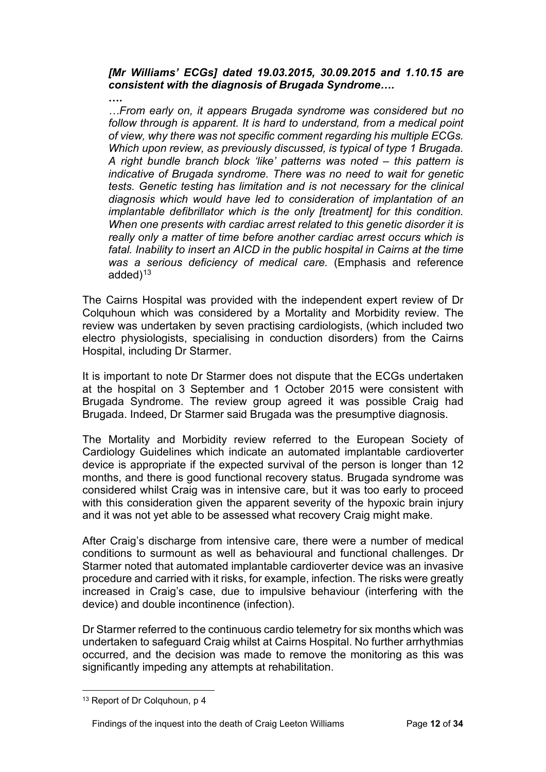***[Mr Williams' ECGs] dated 19.03.2015, 30.09.2015 and 1.10.15 are consistent with the diagnosis of Brugada Syndrome….***

***….***

*…From early on, it appears Brugada syndrome was considered but no follow through is apparent. It is hard to understand, from a medical point of view, why there was not specific comment regarding his multiple ECGs. Which upon review, as previously discussed, is typical of type 1 Brugada. A right bundle branch block 'like' patterns was noted – this pattern is indicative of Brugada syndrome. There was no need to wait for genetic tests. Genetic testing has limitation and is not necessary for the clinical diagnosis which would have led to consideration of implantation of an implantable defibrillator which is the only [treatment] for this condition. When one presents with cardiac arrest related to this genetic disorder it is really only a matter of time before another cardiac arrest occurs which is fatal. Inability to insert an AICD in the public hospital in Cairns at the time was a serious deficiency of medical care.* (Emphasis and reference added)[13]

The Cairns Hospital was provided with the independent expert review of Dr Colquhoun which was considered by a Mortality and Morbidity review. The review was undertaken by seven practising cardiologists, (which included two electro physiologists, specialising in conduction disorders) from the Cairns Hospital, including Dr Starmer.

It is important to note Dr Starmer does not dispute that the ECGs undertaken at the hospital on 3 September and 1 October 2015 were consistent with Brugada Syndrome. The review group agreed it was possible Craig had Brugada. Indeed, Dr Starmer said Brugada was the presumptive diagnosis.

The Mortality and Morbidity review referred to the European Society of Cardiology Guidelines which indicate an automated implantable cardioverter device is appropriate if the expected survival of the person is longer than 12 months, and there is good functional recovery status. Brugada syndrome was considered whilst Craig was in intensive care, but it was too early to proceed with this consideration given the apparent severity of the hypoxic brain injury and it was not yet able to be assessed what recovery Craig might make.

After Craig's discharge from intensive care, there were a number of medical conditions to surmount as well as behavioural and functional challenges. Dr Starmer noted that automated implantable cardioverter device was an invasive procedure and carried with it risks, for example, infection. The risks were greatly increased in Craig's case, due to impulsive behaviour (interfering with the device) and double incontinence (infection).

Dr Starmer referred to the continuous cardio telemetry for six months which was undertaken to safeguard Craig whilst at Cairns Hospital. No further arrhythmias occurred, and the decision was made to remove the monitoring as this was significantly impeding any attempts at rehabilitation.

[13] Report of Dr Colquhoun, p 4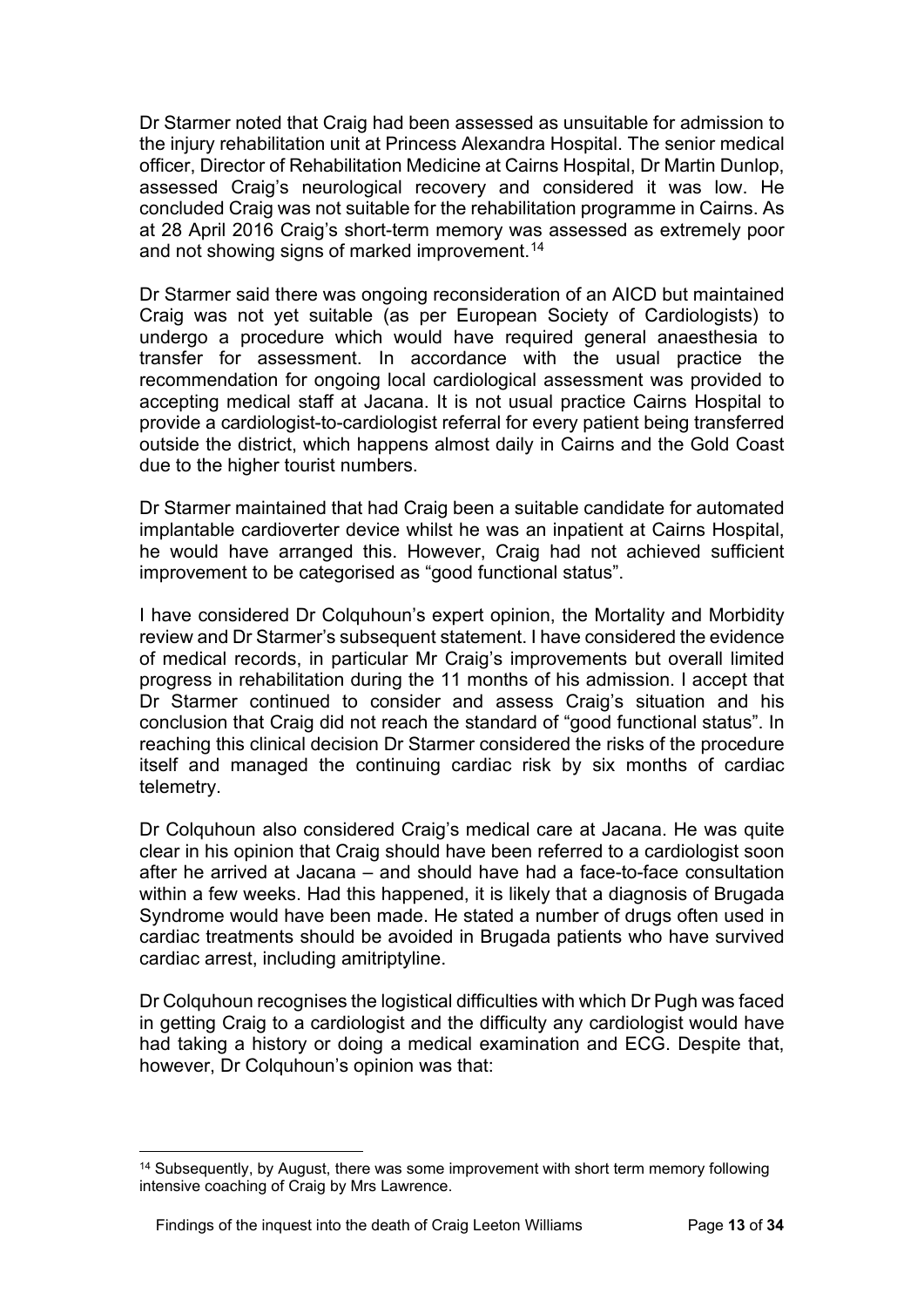Dr Starmer noted that Craig had been assessed as unsuitable for admission to the injury rehabilitation unit at Princess Alexandra Hospital. The senior medical officer, Director of Rehabilitation Medicine at Cairns Hospital, Dr Martin Dunlop, assessed Craig's neurological recovery and considered it was low. He concluded Craig was not suitable for the rehabilitation programme in Cairns. As at 28 April 2016 Craig's short-term memory was assessed as extremely poor and not showing signs of marked improvement.[14]

Dr Starmer said there was ongoing reconsideration of an AICD but maintained Craig was not yet suitable (as per European Society of Cardiologists) to undergo a procedure which would have required general anaesthesia to transfer for assessment. In accordance with the usual practice the recommendation for ongoing local cardiological assessment was provided to accepting medical staff at Jacana. It is not usual practice Cairns Hospital to provide a cardiologist-to-cardiologist referral for every patient being transferred outside the district, which happens almost daily in Cairns and the Gold Coast due to the higher tourist numbers.

Dr Starmer maintained that had Craig been a suitable candidate for automated implantable cardioverter device whilst he was an inpatient at Cairns Hospital, he would have arranged this. However, Craig had not achieved sufficient improvement to be categorised as "good functional status".

I have considered Dr Colquhoun's expert opinion, the Mortality and Morbidity review and Dr Starmer's subsequent statement. I have considered the evidence of medical records, in particular Mr Craig's improvements but overall limited progress in rehabilitation during the 11 months of his admission. I accept that Dr Starmer continued to consider and assess Craig's situation and his conclusion that Craig did not reach the standard of "good functional status". In reaching this clinical decision Dr Starmer considered the risks of the procedure itself and managed the continuing cardiac risk by six months of cardiac telemetry.

Dr Colquhoun also considered Craig's medical care at Jacana. He was quite clear in his opinion that Craig should have been referred to a cardiologist soon after he arrived at Jacana – and should have had a face-to-face consultation within a few weeks. Had this happened, it is likely that a diagnosis of Brugada Syndrome would have been made. He stated a number of drugs often used in cardiac treatments should be avoided in Brugada patients who have survived cardiac arrest, including amitriptyline.

Dr Colquhoun recognises the logistical difficulties with which Dr Pugh was faced in getting Craig to a cardiologist and the difficulty any cardiologist would have had taking a history or doing a medical examination and ECG. Despite that, however, Dr Colquhoun's opinion was that:

---

[14] Subsequently, by August, there was some improvement with short term memory following intensive coaching of Craig by Mrs Lawrence.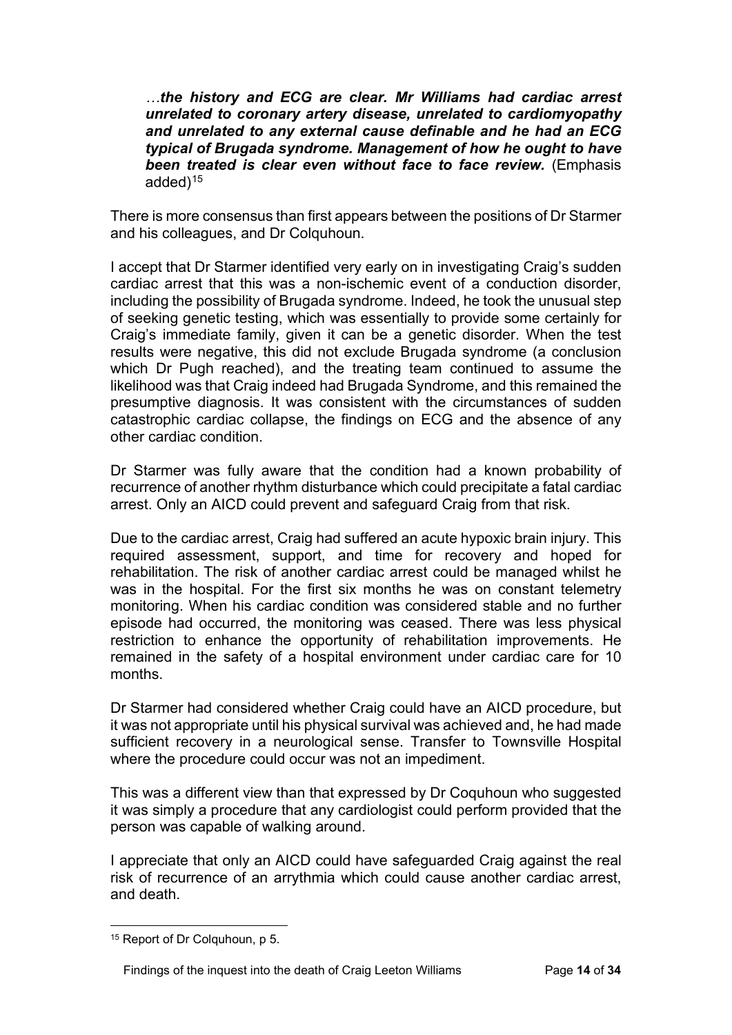> …***the history and ECG are clear. Mr Williams had cardiac arrest unrelated to coronary artery disease, unrelated to cardiomyopathy and unrelated to any external cause definable and he had an ECG typical of Brugada syndrome. Management of how he ought to have been treated is clear even without face to face review.*** (Emphasis added)[15]

There is more consensus than first appears between the positions of Dr Starmer and his colleagues, and Dr Colquhoun.

I accept that Dr Starmer identified very early on in investigating Craig's sudden cardiac arrest that this was a non-ischemic event of a conduction disorder, including the possibility of Brugada syndrome. Indeed, he took the unusual step of seeking genetic testing, which was essentially to provide some certainly for Craig's immediate family, given it can be a genetic disorder. When the test results were negative, this did not exclude Brugada syndrome (a conclusion which Dr Pugh reached), and the treating team continued to assume the likelihood was that Craig indeed had Brugada Syndrome, and this remained the presumptive diagnosis. It was consistent with the circumstances of sudden catastrophic cardiac collapse, the findings on ECG and the absence of any other cardiac condition.

Dr Starmer was fully aware that the condition had a known probability of recurrence of another rhythm disturbance which could precipitate a fatal cardiac arrest. Only an AICD could prevent and safeguard Craig from that risk.

Due to the cardiac arrest, Craig had suffered an acute hypoxic brain injury. This required assessment, support, and time for recovery and hoped for rehabilitation. The risk of another cardiac arrest could be managed whilst he was in the hospital. For the first six months he was on constant telemetry monitoring. When his cardiac condition was considered stable and no further episode had occurred, the monitoring was ceased. There was less physical restriction to enhance the opportunity of rehabilitation improvements. He remained in the safety of a hospital environment under cardiac care for 10 months.

Dr Starmer had considered whether Craig could have an AICD procedure, but it was not appropriate until his physical survival was achieved and, he had made sufficient recovery in a neurological sense. Transfer to Townsville Hospital where the procedure could occur was not an impediment.

This was a different view than that expressed by Dr Coquhoun who suggested it was simply a procedure that any cardiologist could perform provided that the person was capable of walking around.

I appreciate that only an AICD could have safeguarded Craig against the real risk of recurrence of an arrythmia which could cause another cardiac arrest, and death.

---

[15] Report of Dr Colquhoun, p 5.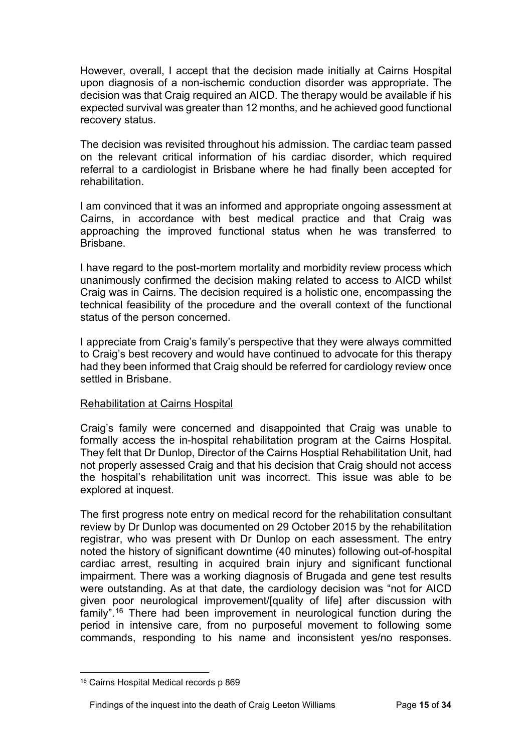However, overall, I accept that the decision made initially at Cairns Hospital upon diagnosis of a non-ischemic conduction disorder was appropriate. The decision was that Craig required an AICD. The therapy would be available if his expected survival was greater than 12 months, and he achieved good functional recovery status.

The decision was revisited throughout his admission. The cardiac team passed on the relevant critical information of his cardiac disorder, which required referral to a cardiologist in Brisbane where he had finally been accepted for rehabilitation.

I am convinced that it was an informed and appropriate ongoing assessment at Cairns, in accordance with best medical practice and that Craig was approaching the improved functional status when he was transferred to Brisbane.

I have regard to the post-mortem mortality and morbidity review process which unanimously confirmed the decision making related to access to AICD whilst Craig was in Cairns. The decision required is a holistic one, encompassing the technical feasibility of the procedure and the overall context of the functional status of the person concerned.

I appreciate from Craig's family's perspective that they were always committed to Craig's best recovery and would have continued to advocate for this therapy had they been informed that Craig should be referred for cardiology review once settled in Brisbane.

<u>Rehabilitation at Cairns Hospital</u>

Craig's family were concerned and disappointed that Craig was unable to formally access the in-hospital rehabilitation program at the Cairns Hospital. They felt that Dr Dunlop, Director of the Cairns Hosptial Rehabilitation Unit, had not properly assessed Craig and that his decision that Craig should not access the hospital's rehabilitation unit was incorrect. This issue was able to be explored at inquest.

The first progress note entry on medical record for the rehabilitation consultant review by Dr Dunlop was documented on 29 October 2015 by the rehabilitation registrar, who was present with Dr Dunlop on each assessment. The entry noted the history of significant downtime (40 minutes) following out-of-hospital cardiac arrest, resulting in acquired brain injury and significant functional impairment. There was a working diagnosis of Brugada and gene test results were outstanding. As at that date, the cardiology decision was "not for AICD given poor neurological improvement/[quality of life] after discussion with family".[16] There had been improvement in neurological function during the period in intensive care, from no purposeful movement to following some commands, responding to his name and inconsistent yes/no responses.

[16] Cairns Hospital Medical records p 869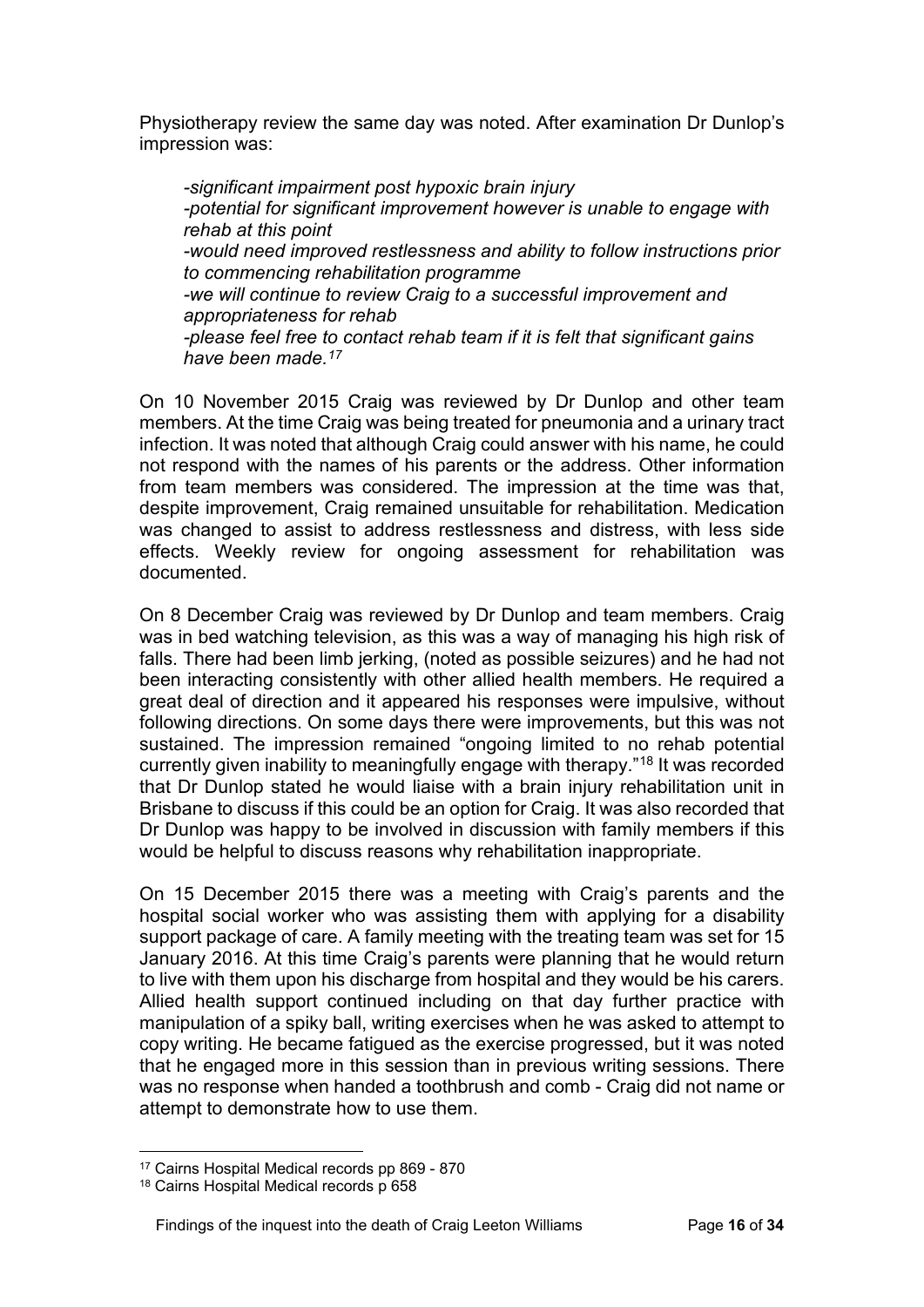Physiotherapy review the same day was noted. After examination Dr Dunlop's impression was:

> *-significant impairment post hypoxic brain injury*
> *-potential for significant improvement however is unable to engage with rehab at this point*
> *-would need improved restlessness and ability to follow instructions prior to commencing rehabilitation programme*
> *-we will continue to review Craig to a successful improvement and appropriateness for rehab*
> *-please feel free to contact rehab team if it is felt that significant gains have been made.*[17]

On 10 November 2015 Craig was reviewed by Dr Dunlop and other team members. At the time Craig was being treated for pneumonia and a urinary tract infection. It was noted that although Craig could answer with his name, he could not respond with the names of his parents or the address. Other information from team members was considered. The impression at the time was that, despite improvement, Craig remained unsuitable for rehabilitation. Medication was changed to assist to address restlessness and distress, with less side effects. Weekly review for ongoing assessment for rehabilitation was documented.

On 8 December Craig was reviewed by Dr Dunlop and team members. Craig was in bed watching television, as this was a way of managing his high risk of falls. There had been limb jerking, (noted as possible seizures) and he had not been interacting consistently with other allied health members. He required a great deal of direction and it appeared his responses were impulsive, without following directions. On some days there were improvements, but this was not sustained. The impression remained "ongoing limited to no rehab potential currently given inability to meaningfully engage with therapy."[18] It was recorded that Dr Dunlop stated he would liaise with a brain injury rehabilitation unit in Brisbane to discuss if this could be an option for Craig. It was also recorded that Dr Dunlop was happy to be involved in discussion with family members if this would be helpful to discuss reasons why rehabilitation inappropriate.

On 15 December 2015 there was a meeting with Craig's parents and the hospital social worker who was assisting them with applying for a disability support package of care. A family meeting with the treating team was set for 15 January 2016. At this time Craig's parents were planning that he would return to live with them upon his discharge from hospital and they would be his carers. Allied health support continued including on that day further practice with manipulation of a spiky ball, writing exercises when he was asked to attempt to copy writing. He became fatigued as the exercise progressed, but it was noted that he engaged more in this session than in previous writing sessions. There was no response when handed a toothbrush and comb - Craig did not name or attempt to demonstrate how to use them.

---

[17] Cairns Hospital Medical records pp 869 - 870
[18] Cairns Hospital Medical records p 658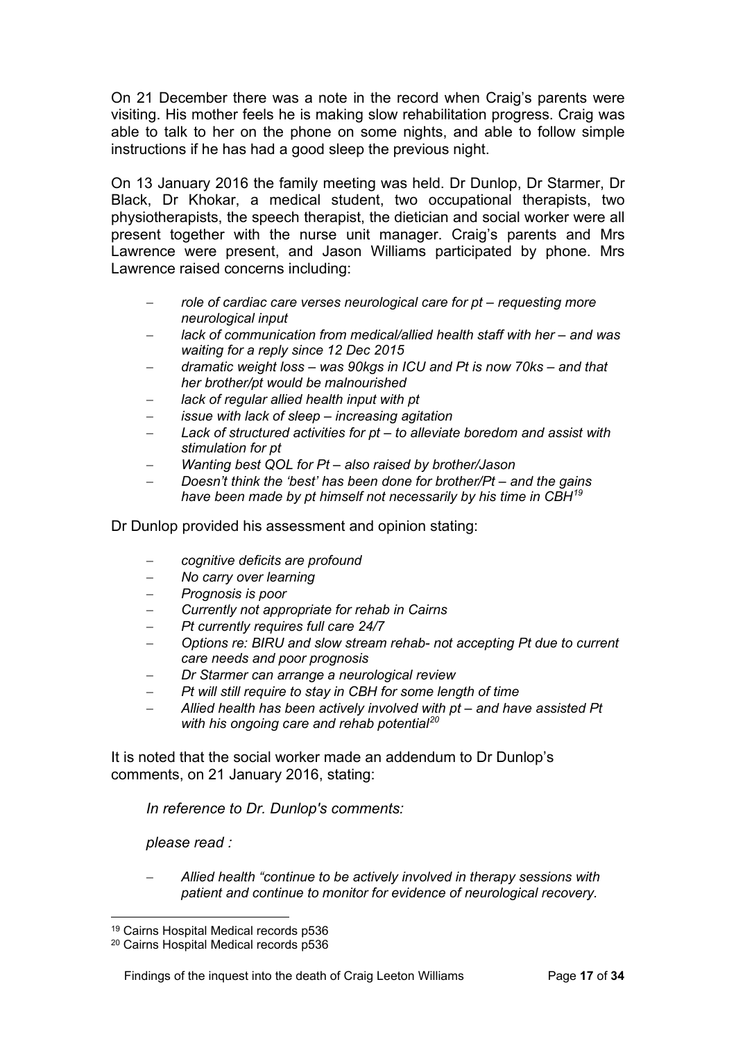On 21 December there was a note in the record when Craig's parents were visiting. His mother feels he is making slow rehabilitation progress. Craig was able to talk to her on the phone on some nights, and able to follow simple instructions if he has had a good sleep the previous night.

On 13 January 2016 the family meeting was held. Dr Dunlop, Dr Starmer, Dr Black, Dr Khokar, a medical student, two occupational therapists, two physiotherapists, the speech therapist, the dietician and social worker were all present together with the nurse unit manager. Craig's parents and Mrs Lawrence were present, and Jason Williams participated by phone. Mrs Lawrence raised concerns including:

- *role of cardiac care verses neurological care for pt – requesting more neurological input*
- *lack of communication from medical/allied health staff with her – and was waiting for a reply since 12 Dec 2015*
- *dramatic weight loss – was 90kgs in ICU and Pt is now 70ks – and that her brother/pt would be malnourished*
- *lack of regular allied health input with pt*
- *issue with lack of sleep – increasing agitation*
- *Lack of structured activities for pt – to alleviate boredom and assist with stimulation for pt*
- *Wanting best QOL for Pt – also raised by brother/Jason*
- *Doesn't think the 'best' has been done for brother/Pt – and the gains have been made by pt himself not necessarily by his time in CBH*[19]

Dr Dunlop provided his assessment and opinion stating:

- *cognitive deficits are profound*
- *No carry over learning*
- *Prognosis is poor*
- *Currently not appropriate for rehab in Cairns*
- *Pt currently requires full care 24/7*
- *Options re: BIRU and slow stream rehab- not accepting Pt due to current care needs and poor prognosis*
- *Dr Starmer can arrange a neurological review*
- *Pt will still require to stay in CBH for some length of time*
- *Allied health has been actively involved with pt – and have assisted Pt with his ongoing care and rehab potential*[20]

It is noted that the social worker made an addendum to Dr Dunlop's comments, on 21 January 2016, stating:

> *In reference to Dr. Dunlop's comments:*
>
> *please read :*
>
> - *Allied health "continue to be actively involved in therapy sessions with patient and continue to monitor for evidence of neurological recovery.*

---

[19] Cairns Hospital Medical records p536

[20] Cairns Hospital Medical records p536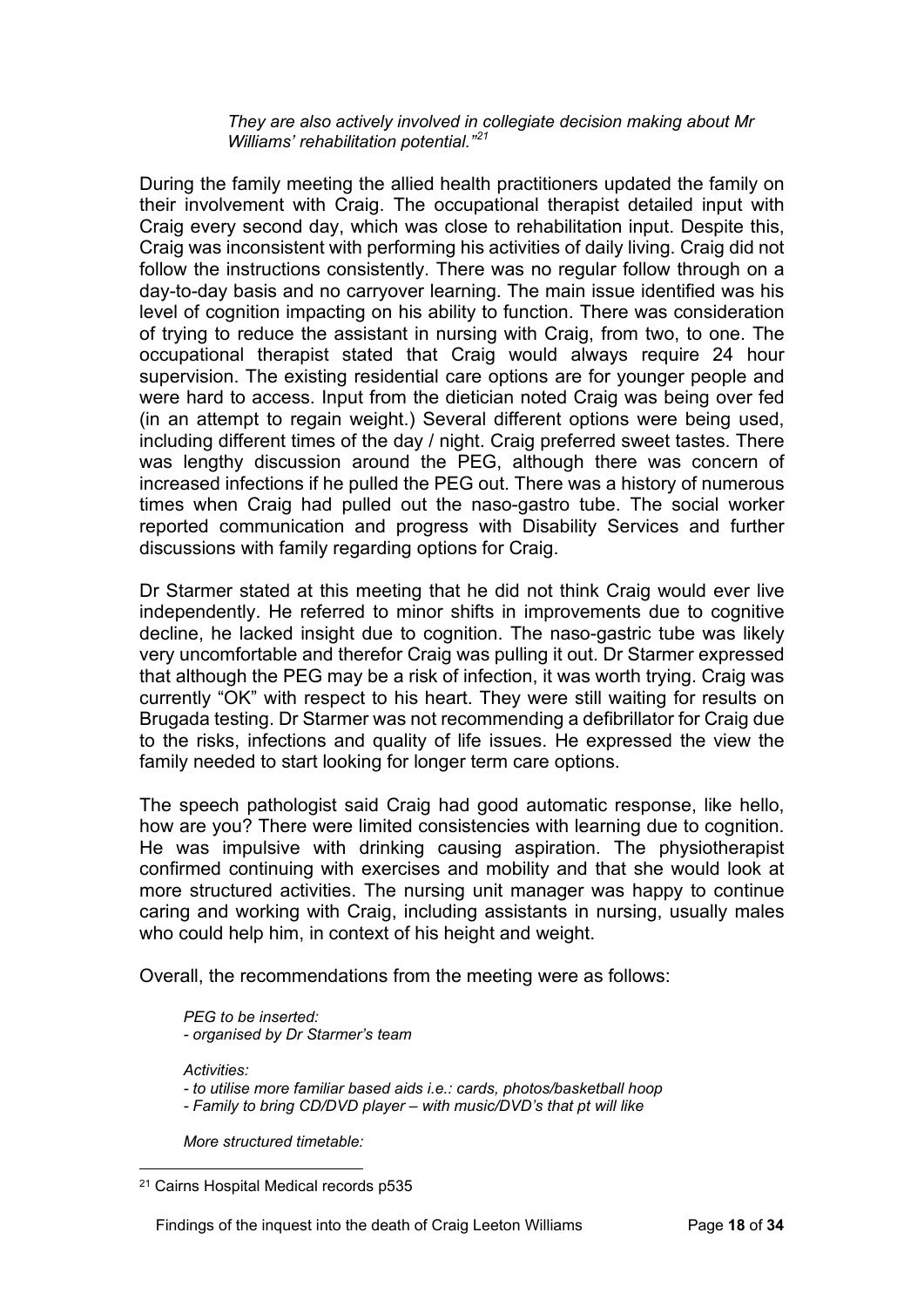*They are also actively involved in collegiate decision making about Mr Williams' rehabilitation potential."*[21]

During the family meeting the allied health practitioners updated the family on their involvement with Craig. The occupational therapist detailed input with Craig every second day, which was close to rehabilitation input. Despite this, Craig was inconsistent with performing his activities of daily living. Craig did not follow the instructions consistently. There was no regular follow through on a day-to-day basis and no carryover learning. The main issue identified was his level of cognition impacting on his ability to function. There was consideration of trying to reduce the assistant in nursing with Craig, from two, to one. The occupational therapist stated that Craig would always require 24 hour supervision. The existing residential care options are for younger people and were hard to access. Input from the dietician noted Craig was being over fed (in an attempt to regain weight.) Several different options were being used, including different times of the day / night. Craig preferred sweet tastes. There was lengthy discussion around the PEG, although there was concern of increased infections if he pulled the PEG out. There was a history of numerous times when Craig had pulled out the naso-gastro tube. The social worker reported communication and progress with Disability Services and further discussions with family regarding options for Craig.

Dr Starmer stated at this meeting that he did not think Craig would ever live independently. He referred to minor shifts in improvements due to cognitive decline, he lacked insight due to cognition. The naso-gastric tube was likely very uncomfortable and therefor Craig was pulling it out. Dr Starmer expressed that although the PEG may be a risk of infection, it was worth trying. Craig was currently "OK" with respect to his heart. They were still waiting for results on Brugada testing. Dr Starmer was not recommending a defibrillator for Craig due to the risks, infections and quality of life issues. He expressed the view the family needed to start looking for longer term care options.

The speech pathologist said Craig had good automatic response, like hello, how are you? There were limited consistencies with learning due to cognition. He was impulsive with drinking causing aspiration. The physiotherapist confirmed continuing with exercises and mobility and that she would look at more structured activities. The nursing unit manager was happy to continue caring and working with Craig, including assistants in nursing, usually males who could help him, in context of his height and weight.

Overall, the recommendations from the meeting were as follows:

*PEG to be inserted:*
*- organised by Dr Starmer's team*

*Activities:*
*- to utilise more familiar based aids i.e.: cards, photos/basketball hoop*
*- Family to bring CD/DVD player – with music/DVD's that pt will like*

*More structured timetable:*

[21] Cairns Hospital Medical records p535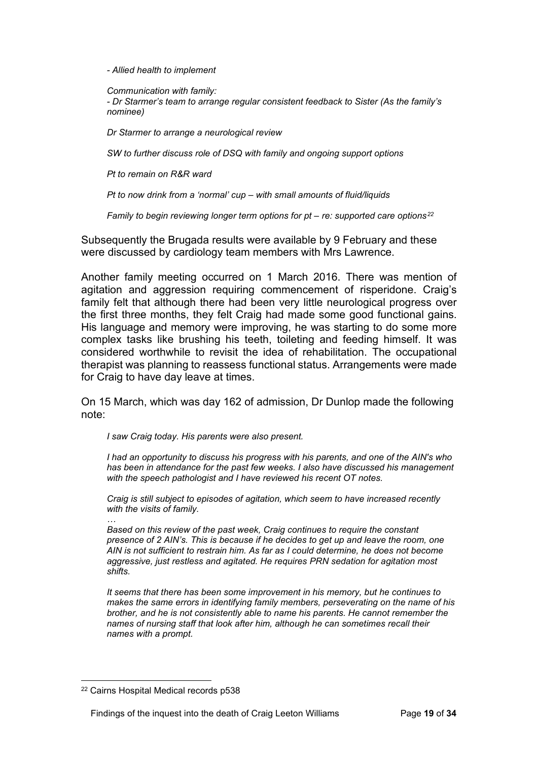*- Allied health to implement*

*Communication with family:*
*- Dr Starmer's team to arrange regular consistent feedback to Sister (As the family's nominee)*

*Dr Starmer to arrange a neurological review*

*SW to further discuss role of DSQ with family and ongoing support options*

*Pt to remain on R&R ward*

*Pt to now drink from a 'normal' cup – with small amounts of fluid/liquids*

*Family to begin reviewing longer term options for pt – re: supported care options*[22]

Subsequently the Brugada results were available by 9 February and these were discussed by cardiology team members with Mrs Lawrence.

Another family meeting occurred on 1 March 2016. There was mention of agitation and aggression requiring commencement of risperidone. Craig's family felt that although there had been very little neurological progress over the first three months, they felt Craig had made some good functional gains. His language and memory were improving, he was starting to do some more complex tasks like brushing his teeth, toileting and feeding himself. It was considered worthwhile to revisit the idea of rehabilitation. The occupational therapist was planning to reassess functional status. Arrangements were made for Craig to have day leave at times.

On 15 March, which was day 162 of admission, Dr Dunlop made the following note:

*I saw Craig today. His parents were also present.*

*I had an opportunity to discuss his progress with his parents, and one of the AIN's who has been in attendance for the past few weeks. I also have discussed his management with the speech pathologist and I have reviewed his recent OT notes.*

*Craig is still subject to episodes of agitation, which seem to have increased recently with the visits of family.*

*…*

*Based on this review of the past week, Craig continues to require the constant presence of 2 AIN's. This is because if he decides to get up and leave the room, one AIN is not sufficient to restrain him. As far as I could determine, he does not become aggressive, just restless and agitated. He requires PRN sedation for agitation most shifts.*

*It seems that there has been some improvement in his memory, but he continues to makes the same errors in identifying family members, perseverating on the name of his brother, and he is not consistently able to name his parents. He cannot remember the names of nursing staff that look after him, although he can sometimes recall their names with a prompt.*

---

[22] Cairns Hospital Medical records p538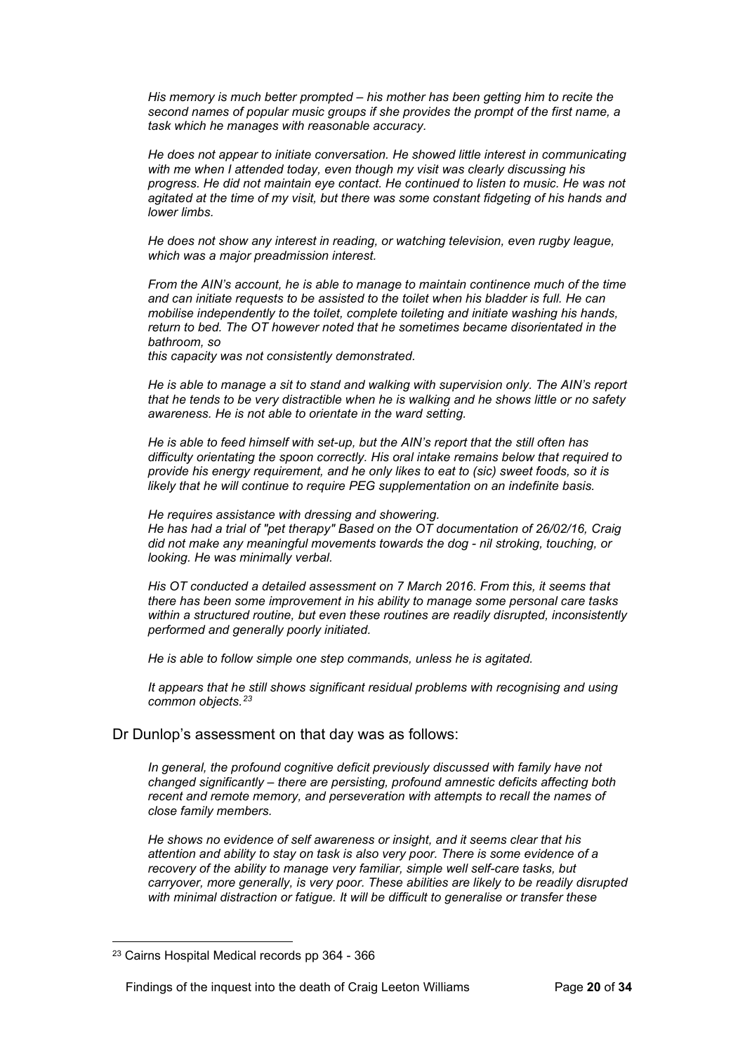*His memory is much better prompted – his mother has been getting him to recite the second names of popular music groups if she provides the prompt of the first name, a task which he manages with reasonable accuracy.*

*He does not appear to initiate conversation. He showed little interest in communicating with me when I attended today, even though my visit was clearly discussing his progress. He did not maintain eye contact. He continued to listen to music. He was not agitated at the time of my visit, but there was some constant fidgeting of his hands and lower limbs.*

*He does not show any interest in reading, or watching television, even rugby league, which was a major preadmission interest.*

*From the AIN's account, he is able to manage to maintain continence much of the time and can initiate requests to be assisted to the toilet when his bladder is full. He can mobilise independently to the toilet, complete toileting and initiate washing his hands, return to bed. The OT however noted that he sometimes became disorientated in the bathroom, so*
*this capacity was not consistently demonstrated.*

*He is able to manage a sit to stand and walking with supervision only. The AIN's report that he tends to be very distractible when he is walking and he shows little or no safety awareness. He is not able to orientate in the ward setting.*

*He is able to feed himself with set-up, but the AIN's report that the still often has difficulty orientating the spoon correctly. His oral intake remains below that required to provide his energy requirement, and he only likes to eat to (sic) sweet foods, so it is likely that he will continue to require PEG supplementation on an indefinite basis.*

*He requires assistance with dressing and showering.*
*He has had a trial of "pet therapy" Based on the OT documentation of 26/02/16, Craig did not make any meaningful movements towards the dog - nil stroking, touching, or looking. He was minimally verbal.*

*His OT conducted a detailed assessment on 7 March 2016. From this, it seems that there has been some improvement in his ability to manage some personal care tasks within a structured routine, but even these routines are readily disrupted, inconsistently performed and generally poorly initiated.*

*He is able to follow simple one step commands, unless he is agitated.*

*It appears that he still shows significant residual problems with recognising and using common objects.*[23]

Dr Dunlop's assessment on that day was as follows:

*In general, the profound cognitive deficit previously discussed with family have not changed significantly – there are persisting, profound amnestic deficits affecting both recent and remote memory, and perseveration with attempts to recall the names of close family members.*

*He shows no evidence of self awareness or insight, and it seems clear that his attention and ability to stay on task is also very poor. There is some evidence of a recovery of the ability to manage very familiar, simple well self-care tasks, but carryover, more generally, is very poor. These abilities are likely to be readily disrupted with minimal distraction or fatigue. It will be difficult to generalise or transfer these*

---

[23] Cairns Hospital Medical records pp 364 - 366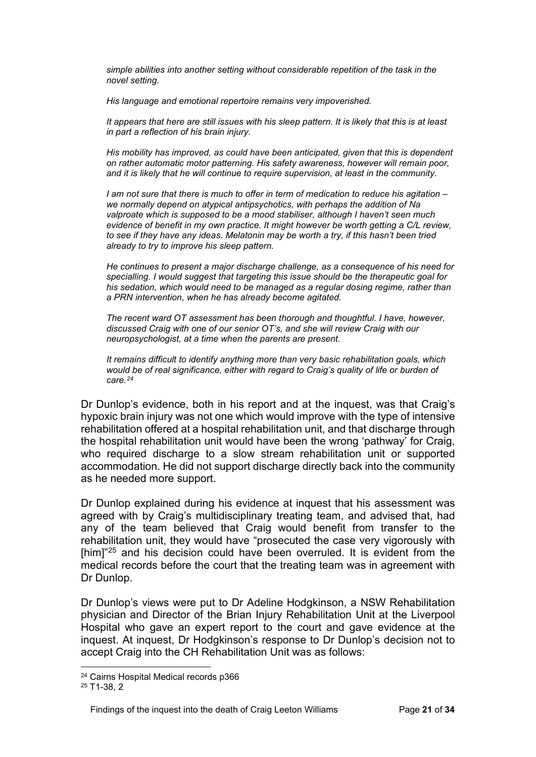*simple abilities into another setting without considerable repetition of the task in the novel setting.*

*His language and emotional repertoire remains very impoverished.*

*It appears that here are still issues with his sleep pattern. It is likely that this is at least in part a reflection of his brain injury.*

*His mobility has improved, as could have been anticipated, given that this is dependent on rather automatic motor patterning. His safety awareness, however will remain poor, and it is likely that he will continue to require supervision, at least in the community.*

*I am not sure that there is much to offer in term of medication to reduce his agitation – we normally depend on atypical antipsychotics, with perhaps the addition of Na valproate which is supposed to be a mood stabiliser, although I haven't seen much evidence of benefit in my own practice. It might however be worth getting a C/L review, to see if they have any ideas. Melatonin may be worth a try, if this hasn't been tried already to try to improve his sleep pattern.*

*He continues to present a major discharge challenge, as a consequence of his need for specialling. I would suggest that targeting this issue should be the therapeutic goal for his sedation, which would need to be managed as a regular dosing regime, rather than a PRN intervention, when he has already become agitated.*

*The recent ward OT assessment has been thorough and thoughtful. I have, however, discussed Craig with one of our senior OT's, and she will review Craig with our neuropsychologist, at a time when the parents are present.*

*It remains difficult to identify anything more than very basic rehabilitation goals, which would be of real significance, either with regard to Craig's quality of life or burden of care.*[24]

Dr Dunlop's evidence, both in his report and at the inquest, was that Craig's hypoxic brain injury was not one which would improve with the type of intensive rehabilitation offered at a hospital rehabilitation unit, and that discharge through the hospital rehabilitation unit would have been the wrong 'pathway' for Craig, who required discharge to a slow stream rehabilitation unit or supported accommodation. He did not support discharge directly back into the community as he needed more support.

Dr Dunlop explained during his evidence at inquest that his assessment was agreed with by Craig's multidisciplinary treating team, and advised that, had any of the team believed that Craig would benefit from transfer to the rehabilitation unit, they would have "prosecuted the case very vigorously with [him]"[25] and his decision could have been overruled. It is evident from the medical records before the court that the treating team was in agreement with Dr Dunlop.

Dr Dunlop's views were put to Dr Adeline Hodgkinson, a NSW Rehabilitation physician and Director of the Brian Injury Rehabilitation Unit at the Liverpool Hospital who gave an expert report to the court and gave evidence at the inquest. At inquest, Dr Hodgkinson's response to Dr Dunlop's decision not to accept Craig into the CH Rehabilitation Unit was as follows:

[24] Cairns Hospital Medical records p366

[25] T1-38, 2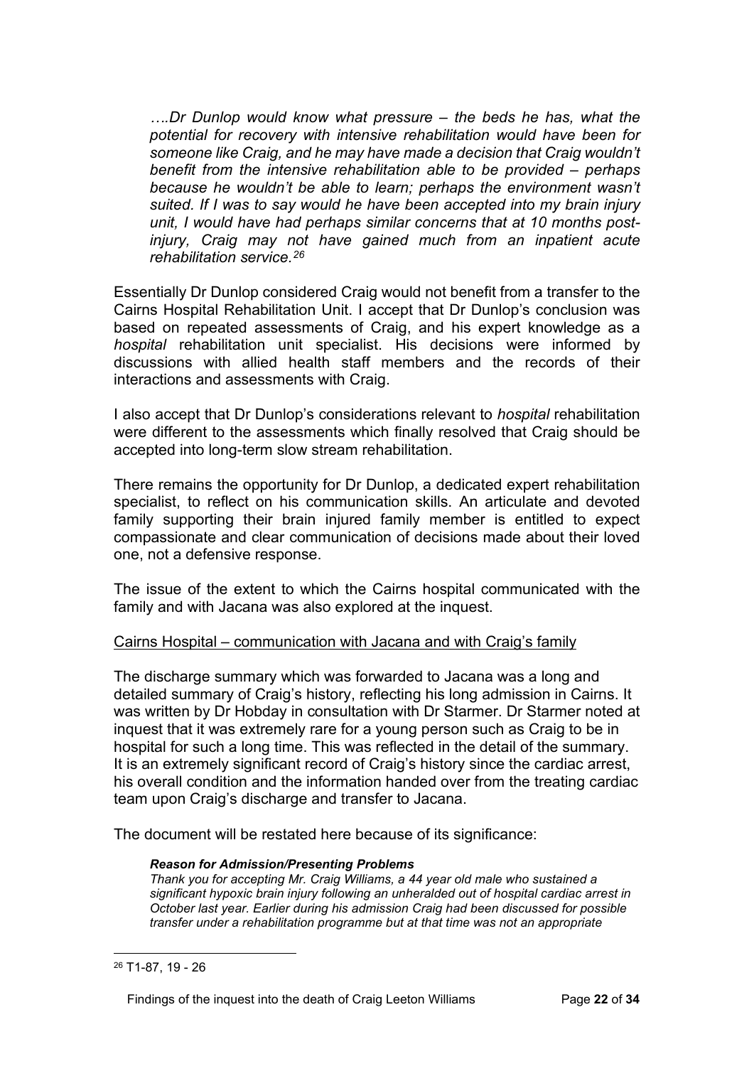*….Dr Dunlop would know what pressure – the beds he has, what the potential for recovery with intensive rehabilitation would have been for someone like Craig, and he may have made a decision that Craig wouldn't benefit from the intensive rehabilitation able to be provided – perhaps because he wouldn't be able to learn; perhaps the environment wasn't suited. If I was to say would he have been accepted into my brain injury unit, I would have had perhaps similar concerns that at 10 months post-injury, Craig may not have gained much from an inpatient acute rehabilitation service.*[26]

Essentially Dr Dunlop considered Craig would not benefit from a transfer to the Cairns Hospital Rehabilitation Unit. I accept that Dr Dunlop's conclusion was based on repeated assessments of Craig, and his expert knowledge as a *hospital* rehabilitation unit specialist. His decisions were informed by discussions with allied health staff members and the records of their interactions and assessments with Craig.

I also accept that Dr Dunlop's considerations relevant to *hospital* rehabilitation were different to the assessments which finally resolved that Craig should be accepted into long-term slow stream rehabilitation.

There remains the opportunity for Dr Dunlop, a dedicated expert rehabilitation specialist, to reflect on his communication skills. An articulate and devoted family supporting their brain injured family member is entitled to expect compassionate and clear communication of decisions made about their loved one, not a defensive response.

The issue of the extent to which the Cairns hospital communicated with the family and with Jacana was also explored at the inquest.

<u>Cairns Hospital – communication with Jacana and with Craig's family</u>

The discharge summary which was forwarded to Jacana was a long and detailed summary of Craig's history, reflecting his long admission in Cairns. It was written by Dr Hobday in consultation with Dr Starmer. Dr Starmer noted at inquest that it was extremely rare for a young person such as Craig to be in hospital for such a long time. This was reflected in the detail of the summary. It is an extremely significant record of Craig's history since the cardiac arrest, his overall condition and the information handed over from the treating cardiac team upon Craig's discharge and transfer to Jacana.

The document will be restated here because of its significance:

***Reason for Admission/Presenting Problems***

*Thank you for accepting Mr. Craig Williams, a 44 year old male who sustained a significant hypoxic brain injury following an unheralded out of hospital cardiac arrest in October last year. Earlier during his admission Craig had been discussed for possible transfer under a rehabilitation programme but at that time was not an appropriate*

---

[26] T1-87, 19 - 26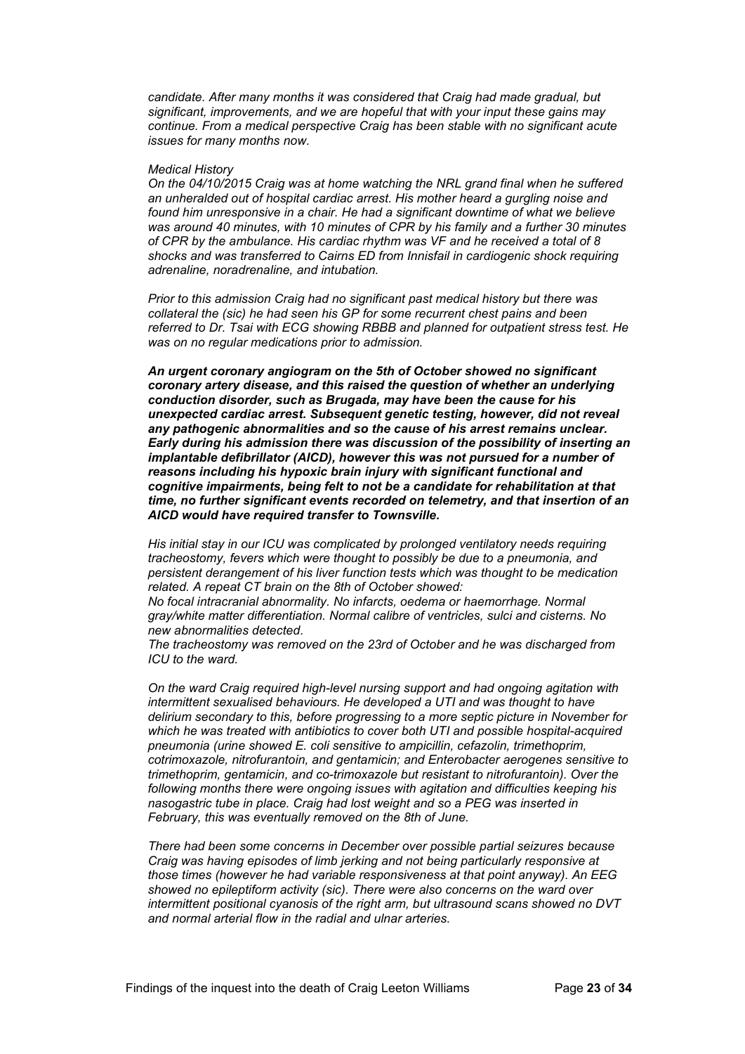*candidate. After many months it was considered that Craig had made gradual, but significant, improvements, and we are hopeful that with your input these gains may continue. From a medical perspective Craig has been stable with no significant acute issues for many months now.*

*Medical History*

*On the 04/10/2015 Craig was at home watching the NRL grand final when he suffered an unheralded out of hospital cardiac arrest. His mother heard a gurgling noise and found him unresponsive in a chair. He had a significant downtime of what we believe was around 40 minutes, with 10 minutes of CPR by his family and a further 30 minutes of CPR by the ambulance. His cardiac rhythm was VF and he received a total of 8 shocks and was transferred to Cairns ED from Innisfail in cardiogenic shock requiring adrenaline, noradrenaline, and intubation.*

*Prior to this admission Craig had no significant past medical history but there was collateral the (sic) he had seen his GP for some recurrent chest pains and been referred to Dr. Tsai with ECG showing RBBB and planned for outpatient stress test. He was on no regular medications prior to admission.*

***An urgent coronary angiogram on the 5th of October showed no significant coronary artery disease, and this raised the question of whether an underlying conduction disorder, such as Brugada, may have been the cause for his unexpected cardiac arrest. Subsequent genetic testing, however, did not reveal any pathogenic abnormalities and so the cause of his arrest remains unclear. Early during his admission there was discussion of the possibility of inserting an implantable defibrillator (AICD), however this was not pursued for a number of reasons including his hypoxic brain injury with significant functional and cognitive impairments, being felt to not be a candidate for rehabilitation at that time, no further significant events recorded on telemetry, and that insertion of an AICD would have required transfer to Townsville.***

*His initial stay in our ICU was complicated by prolonged ventilatory needs requiring tracheostomy, fevers which were thought to possibly be due to a pneumonia, and persistent derangement of his liver function tests which was thought to be medication related. A repeat CT brain on the 8th of October showed:*

*No focal intracranial abnormality. No infarcts, oedema or haemorrhage. Normal gray/white matter differentiation. Normal calibre of ventricles, sulci and cisterns. No new abnormalities detected.*

*The tracheostomy was removed on the 23rd of October and he was discharged from ICU to the ward.*

*On the ward Craig required high-level nursing support and had ongoing agitation with intermittent sexualised behaviours. He developed a UTI and was thought to have delirium secondary to this, before progressing to a more septic picture in November for which he was treated with antibiotics to cover both UTI and possible hospital-acquired pneumonia (urine showed E. coli sensitive to ampicillin, cefazolin, trimethoprim, cotrimoxazole, nitrofurantoin, and gentamicin; and Enterobacter aerogenes sensitive to trimethoprim, gentamicin, and co-trimoxazole but resistant to nitrofurantoin). Over the following months there were ongoing issues with agitation and difficulties keeping his nasogastric tube in place. Craig had lost weight and so a PEG was inserted in February, this was eventually removed on the 8th of June.*

*There had been some concerns in December over possible partial seizures because Craig was having episodes of limb jerking and not being particularly responsive at those times (however he had variable responsiveness at that point anyway). An EEG showed no epileptiform activity (sic). There were also concerns on the ward over intermittent positional cyanosis of the right arm, but ultrasound scans showed no DVT and normal arterial flow in the radial and ulnar arteries.*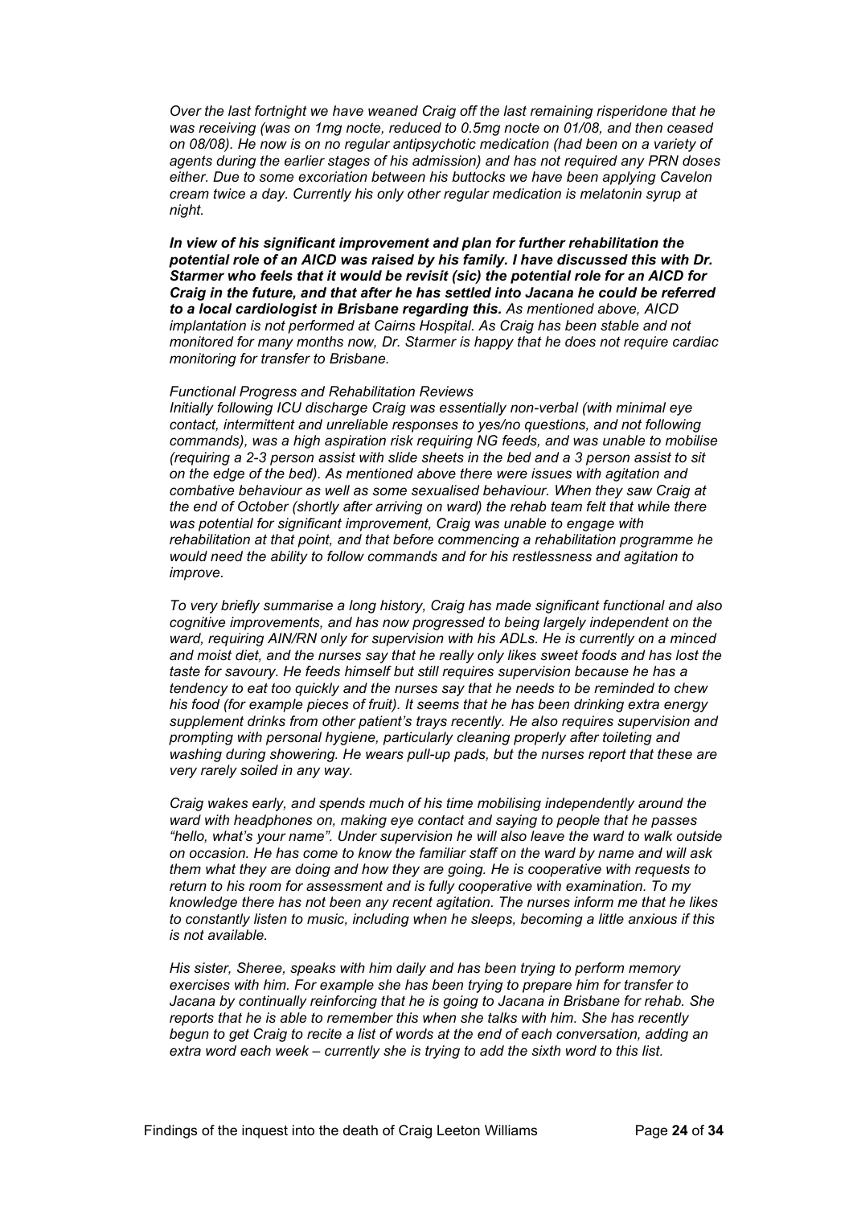*Over the last fortnight we have weaned Craig off the last remaining risperidone that he was receiving (was on 1mg nocte, reduced to 0.5mg nocte on 01/08, and then ceased on 08/08). He now is on no regular antipsychotic medication (had been on a variety of agents during the earlier stages of his admission) and has not required any PRN doses either. Due to some excoriation between his buttocks we have been applying Cavelon cream twice a day. Currently his only other regular medication is melatonin syrup at night.*

***In view of his significant improvement and plan for further rehabilitation the potential role of an AICD was raised by his family. I have discussed this with Dr. Starmer who feels that it would be revisit (sic) the potential role for an AICD for Craig in the future, and that after he has settled into Jacana he could be referred to a local cardiologist in Brisbane regarding this.*** *As mentioned above, AICD implantation is not performed at Cairns Hospital. As Craig has been stable and not monitored for many months now, Dr. Starmer is happy that he does not require cardiac monitoring for transfer to Brisbane.*

*Functional Progress and Rehabilitation Reviews*
*Initially following ICU discharge Craig was essentially non-verbal (with minimal eye contact, intermittent and unreliable responses to yes/no questions, and not following commands), was a high aspiration risk requiring NG feeds, and was unable to mobilise (requiring a 2-3 person assist with slide sheets in the bed and a 3 person assist to sit on the edge of the bed). As mentioned above there were issues with agitation and combative behaviour as well as some sexualised behaviour. When they saw Craig at the end of October (shortly after arriving on ward) the rehab team felt that while there was potential for significant improvement, Craig was unable to engage with rehabilitation at that point, and that before commencing a rehabilitation programme he would need the ability to follow commands and for his restlessness and agitation to improve.*

*To very briefly summarise a long history, Craig has made significant functional and also cognitive improvements, and has now progressed to being largely independent on the ward, requiring AIN/RN only for supervision with his ADLs. He is currently on a minced and moist diet, and the nurses say that he really only likes sweet foods and has lost the taste for savoury. He feeds himself but still requires supervision because he has a tendency to eat too quickly and the nurses say that he needs to be reminded to chew his food (for example pieces of fruit). It seems that he has been drinking extra energy supplement drinks from other patient's trays recently. He also requires supervision and prompting with personal hygiene, particularly cleaning properly after toileting and washing during showering. He wears pull-up pads, but the nurses report that these are very rarely soiled in any way.*

*Craig wakes early, and spends much of his time mobilising independently around the ward with headphones on, making eye contact and saying to people that he passes "hello, what's your name". Under supervision he will also leave the ward to walk outside on occasion. He has come to know the familiar staff on the ward by name and will ask them what they are doing and how they are going. He is cooperative with requests to return to his room for assessment and is fully cooperative with examination. To my knowledge there has not been any recent agitation. The nurses inform me that he likes to constantly listen to music, including when he sleeps, becoming a little anxious if this is not available.*

*His sister, Sheree, speaks with him daily and has been trying to perform memory exercises with him. For example she has been trying to prepare him for transfer to Jacana by continually reinforcing that he is going to Jacana in Brisbane for rehab. She reports that he is able to remember this when she talks with him. She has recently begun to get Craig to recite a list of words at the end of each conversation, adding an extra word each week – currently she is trying to add the sixth word to this list.*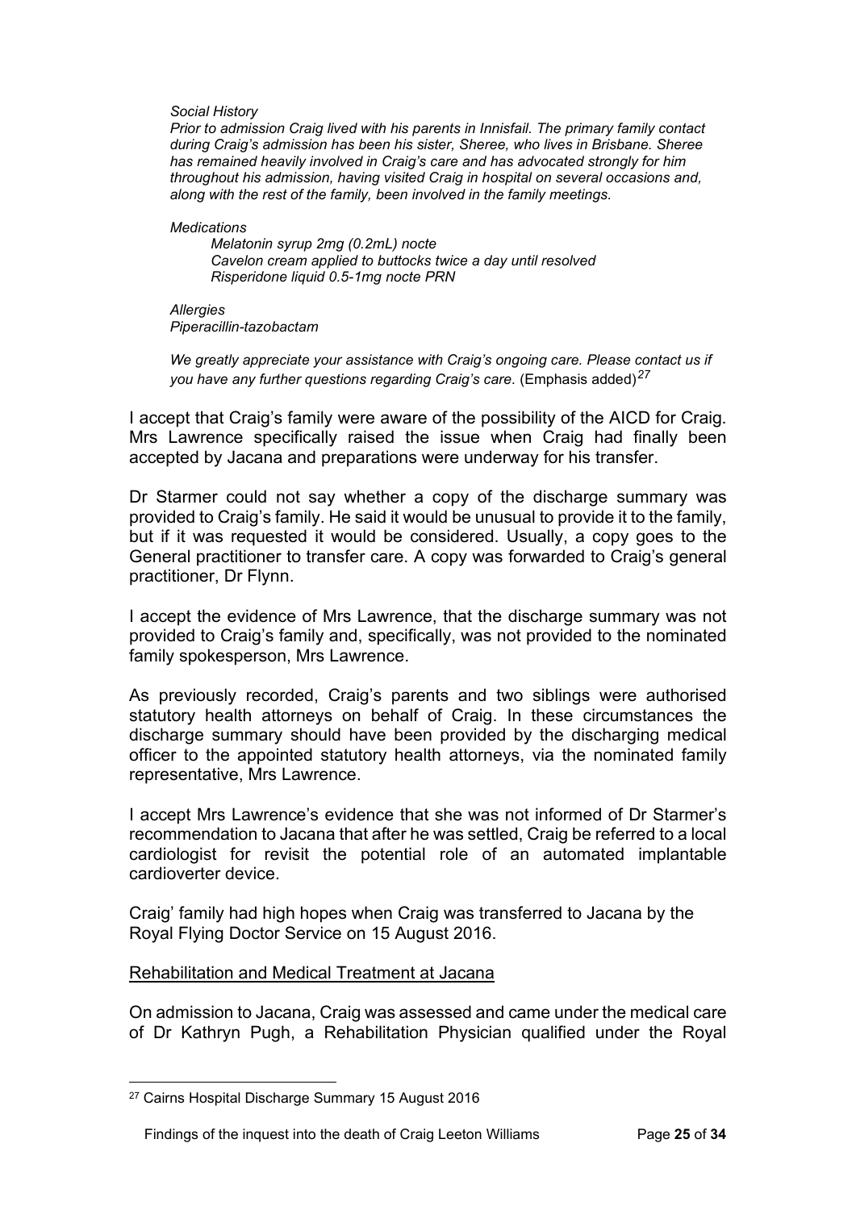*Social History*
*Prior to admission Craig lived with his parents in Innisfail. The primary family contact during Craig's admission has been his sister, Sheree, who lives in Brisbane. Sheree has remained heavily involved in Craig's care and has advocated strongly for him throughout his admission, having visited Craig in hospital on several occasions and, along with the rest of the family, been involved in the family meetings.*

*Medications*
*Melatonin syrup 2mg (0.2mL) nocte*
*Cavelon cream applied to buttocks twice a day until resolved*
*Risperidone liquid 0.5-1mg nocte PRN*

*Allergies*
*Piperacillin-tazobactam*

*We greatly appreciate your assistance with Craig's ongoing care. Please contact us if you have any further questions regarding Craig's care.* (Emphasis added)[27]

I accept that Craig's family were aware of the possibility of the AICD for Craig. Mrs Lawrence specifically raised the issue when Craig had finally been accepted by Jacana and preparations were underway for his transfer.

Dr Starmer could not say whether a copy of the discharge summary was provided to Craig's family. He said it would be unusual to provide it to the family, but if it was requested it would be considered. Usually, a copy goes to the General practitioner to transfer care. A copy was forwarded to Craig's general practitioner, Dr Flynn.

I accept the evidence of Mrs Lawrence, that the discharge summary was not provided to Craig's family and, specifically, was not provided to the nominated family spokesperson, Mrs Lawrence.

As previously recorded, Craig's parents and two siblings were authorised statutory health attorneys on behalf of Craig. In these circumstances the discharge summary should have been provided by the discharging medical officer to the appointed statutory health attorneys, via the nominated family representative, Mrs Lawrence.

I accept Mrs Lawrence's evidence that she was not informed of Dr Starmer's recommendation to Jacana that after he was settled, Craig be referred to a local cardiologist for revisit the potential role of an automated implantable cardioverter device.

Craig' family had high hopes when Craig was transferred to Jacana by the Royal Flying Doctor Service on 15 August 2016.

<u>Rehabilitation and Medical Treatment at Jacana</u>

On admission to Jacana, Craig was assessed and came under the medical care of Dr Kathryn Pugh, a Rehabilitation Physician qualified under the Royal

[27] Cairns Hospital Discharge Summary 15 August 2016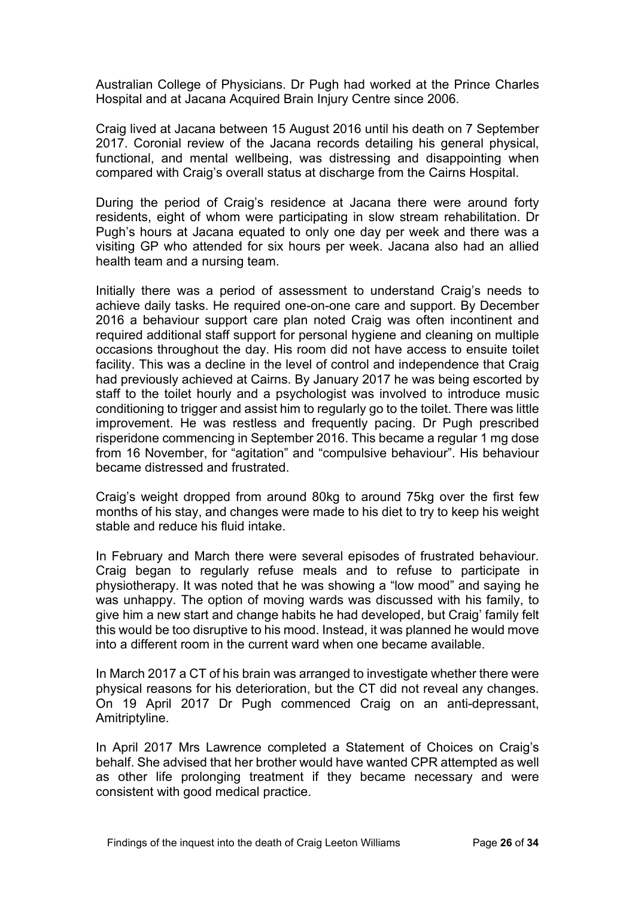Australian College of Physicians. Dr Pugh had worked at the Prince Charles Hospital and at Jacana Acquired Brain Injury Centre since 2006.

Craig lived at Jacana between 15 August 2016 until his death on 7 September 2017. Coronial review of the Jacana records detailing his general physical, functional, and mental wellbeing, was distressing and disappointing when compared with Craig's overall status at discharge from the Cairns Hospital.

During the period of Craig's residence at Jacana there were around forty residents, eight of whom were participating in slow stream rehabilitation. Dr Pugh's hours at Jacana equated to only one day per week and there was a visiting GP who attended for six hours per week. Jacana also had an allied health team and a nursing team.

Initially there was a period of assessment to understand Craig's needs to achieve daily tasks. He required one-on-one care and support. By December 2016 a behaviour support care plan noted Craig was often incontinent and required additional staff support for personal hygiene and cleaning on multiple occasions throughout the day. His room did not have access to ensuite toilet facility. This was a decline in the level of control and independence that Craig had previously achieved at Cairns. By January 2017 he was being escorted by staff to the toilet hourly and a psychologist was involved to introduce music conditioning to trigger and assist him to regularly go to the toilet. There was little improvement. He was restless and frequently pacing. Dr Pugh prescribed risperidone commencing in September 2016. This became a regular 1 mg dose from 16 November, for "agitation" and "compulsive behaviour". His behaviour became distressed and frustrated.

Craig's weight dropped from around 80kg to around 75kg over the first few months of his stay, and changes were made to his diet to try to keep his weight stable and reduce his fluid intake.

In February and March there were several episodes of frustrated behaviour. Craig began to regularly refuse meals and to refuse to participate in physiotherapy. It was noted that he was showing a "low mood" and saying he was unhappy. The option of moving wards was discussed with his family, to give him a new start and change habits he had developed, but Craig' family felt this would be too disruptive to his mood. Instead, it was planned he would move into a different room in the current ward when one became available.

In March 2017 a CT of his brain was arranged to investigate whether there were physical reasons for his deterioration, but the CT did not reveal any changes. On 19 April 2017 Dr Pugh commenced Craig on an anti-depressant, Amitriptyline.

In April 2017 Mrs Lawrence completed a Statement of Choices on Craig's behalf. She advised that her brother would have wanted CPR attempted as well as other life prolonging treatment if they became necessary and were consistent with good medical practice.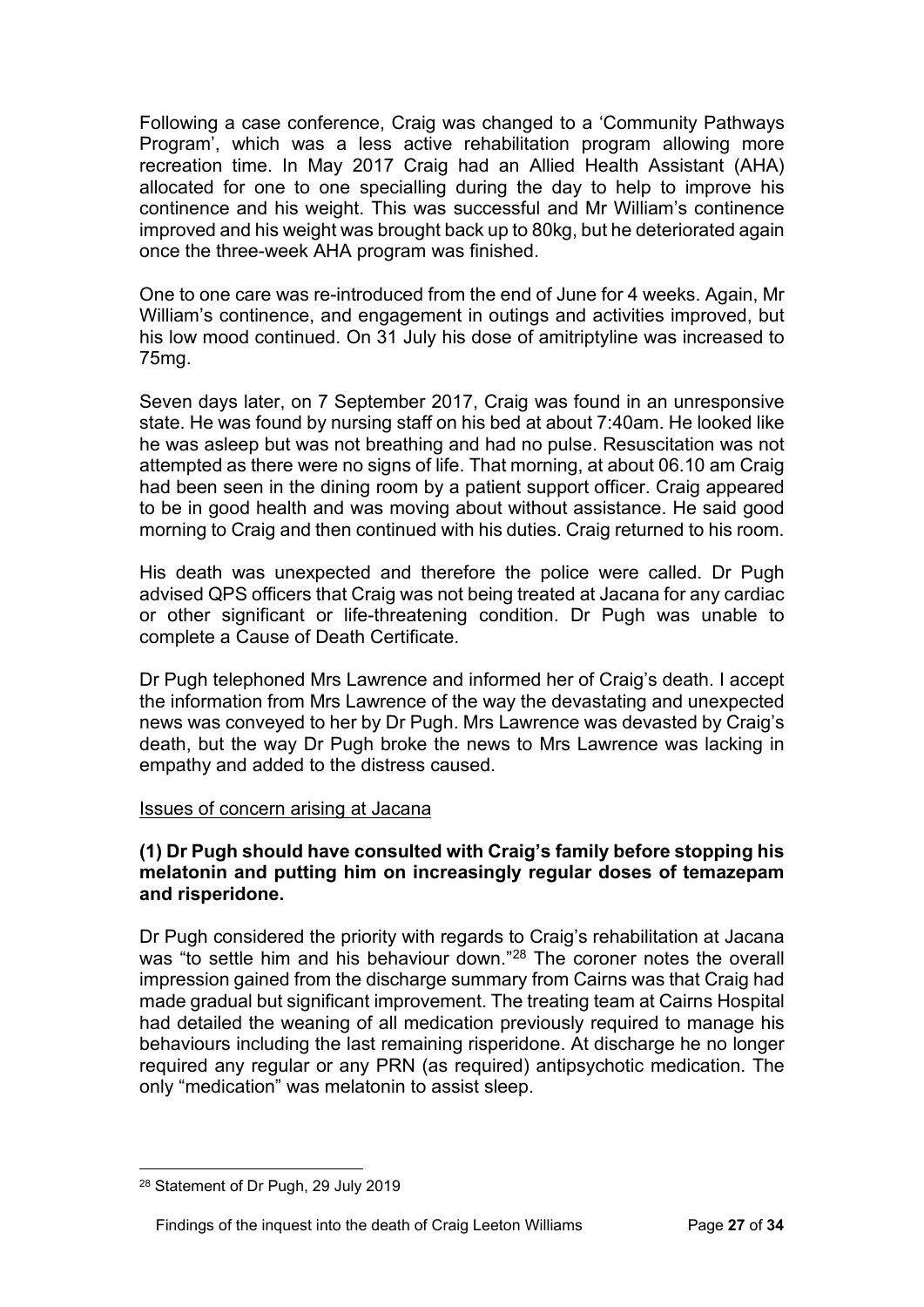Following a case conference, Craig was changed to a 'Community Pathways Program', which was a less active rehabilitation program allowing more recreation time. In May 2017 Craig had an Allied Health Assistant (AHA) allocated for one to one specialling during the day to help to improve his continence and his weight. This was successful and Mr William's continence improved and his weight was brought back up to 80kg, but he deteriorated again once the three-week AHA program was finished.

One to one care was re-introduced from the end of June for 4 weeks. Again, Mr William's continence, and engagement in outings and activities improved, but his low mood continued. On 31 July his dose of amitriptyline was increased to 75mg.

Seven days later, on 7 September 2017, Craig was found in an unresponsive state. He was found by nursing staff on his bed at about 7:40am. He looked like he was asleep but was not breathing and had no pulse. Resuscitation was not attempted as there were no signs of life. That morning, at about 06.10 am Craig had been seen in the dining room by a patient support officer. Craig appeared to be in good health and was moving about without assistance. He said good morning to Craig and then continued with his duties. Craig returned to his room.

His death was unexpected and therefore the police were called. Dr Pugh advised QPS officers that Craig was not being treated at Jacana for any cardiac or other significant or life-threatening condition. Dr Pugh was unable to complete a Cause of Death Certificate.

Dr Pugh telephoned Mrs Lawrence and informed her of Craig's death. I accept the information from Mrs Lawrence of the way the devastating and unexpected news was conveyed to her by Dr Pugh. Mrs Lawrence was devasted by Craig's death, but the way Dr Pugh broke the news to Mrs Lawrence was lacking in empathy and added to the distress caused.

Issues of concern arising at Jacana

**(1) Dr Pugh should have consulted with Craig's family before stopping his melatonin and putting him on increasingly regular doses of temazepam and risperidone.**

Dr Pugh considered the priority with regards to Craig's rehabilitation at Jacana was "to settle him and his behaviour down."[28] The coroner notes the overall impression gained from the discharge summary from Cairns was that Craig had made gradual but significant improvement. The treating team at Cairns Hospital had detailed the weaning of all medication previously required to manage his behaviours including the last remaining risperidone. At discharge he no longer required any regular or any PRN (as required) antipsychotic medication. The only "medication" was melatonin to assist sleep.

---

[28] Statement of Dr Pugh, 29 July 2019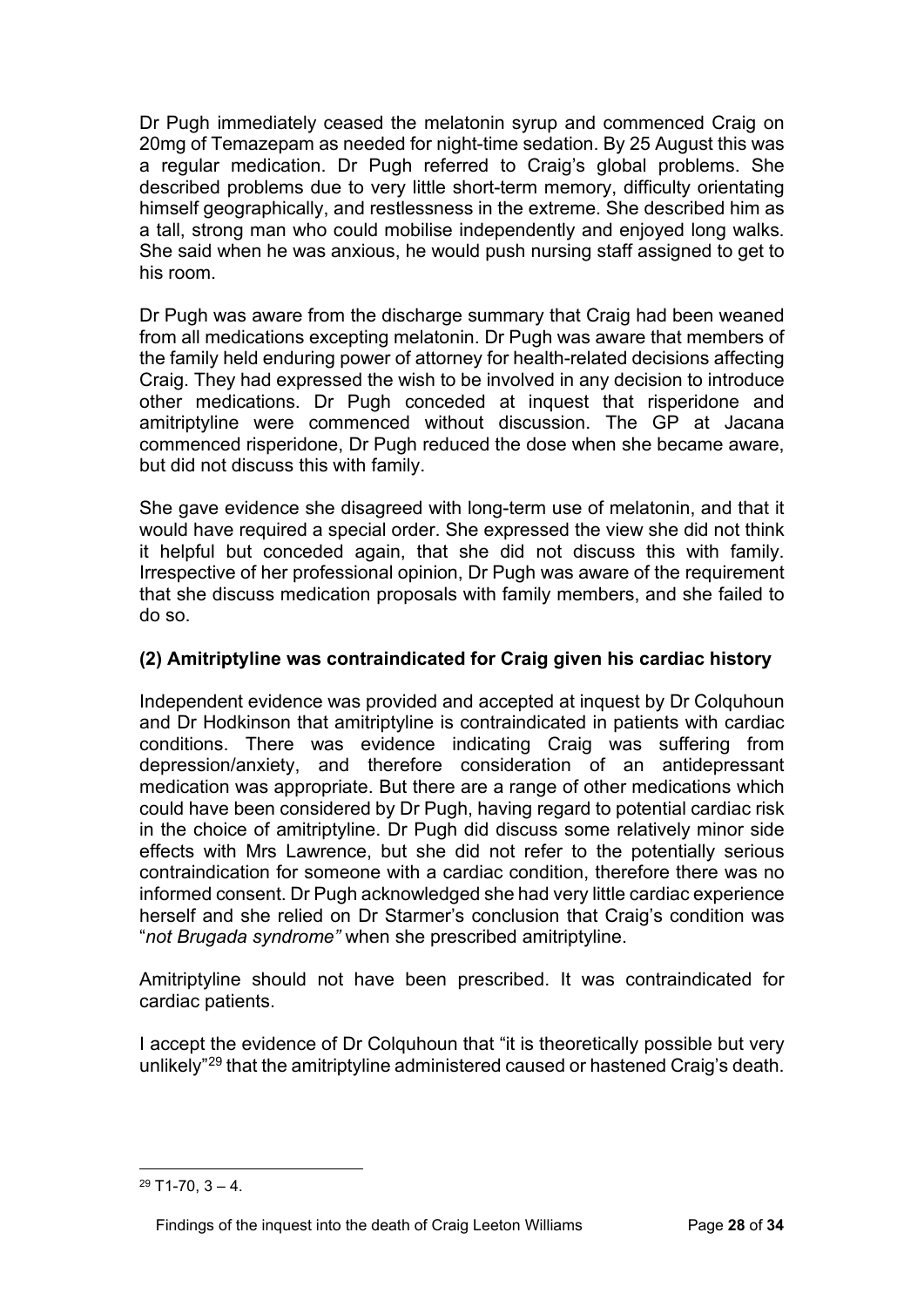Dr Pugh immediately ceased the melatonin syrup and commenced Craig on 20mg of Temazepam as needed for night-time sedation. By 25 August this was a regular medication. Dr Pugh referred to Craig's global problems. She described problems due to very little short-term memory, difficulty orientating himself geographically, and restlessness in the extreme. She described him as a tall, strong man who could mobilise independently and enjoyed long walks. She said when he was anxious, he would push nursing staff assigned to get to his room.

Dr Pugh was aware from the discharge summary that Craig had been weaned from all medications excepting melatonin. Dr Pugh was aware that members of the family held enduring power of attorney for health-related decisions affecting Craig. They had expressed the wish to be involved in any decision to introduce other medications. Dr Pugh conceded at inquest that risperidone and amitriptyline were commenced without discussion. The GP at Jacana commenced risperidone, Dr Pugh reduced the dose when she became aware, but did not discuss this with family.

She gave evidence she disagreed with long-term use of melatonin, and that it would have required a special order. She expressed the view she did not think it helpful but conceded again, that she did not discuss this with family. Irrespective of her professional opinion, Dr Pugh was aware of the requirement that she discuss medication proposals with family members, and she failed to do so.

### (2) Amitriptyline was contraindicated for Craig given his cardiac history

Independent evidence was provided and accepted at inquest by Dr Colquhoun and Dr Hodkinson that amitriptyline is contraindicated in patients with cardiac conditions. There was evidence indicating Craig was suffering from depression/anxiety, and therefore consideration of an antidepressant medication was appropriate. But there are a range of other medications which could have been considered by Dr Pugh, having regard to potential cardiac risk in the choice of amitriptyline. Dr Pugh did discuss some relatively minor side effects with Mrs Lawrence, but she did not refer to the potentially serious contraindication for someone with a cardiac condition, therefore there was no informed consent. Dr Pugh acknowledged she had very little cardiac experience herself and she relied on Dr Starmer's conclusion that Craig's condition was "*not Brugada syndrome"* when she prescribed amitriptyline.

Amitriptyline should not have been prescribed. It was contraindicated for cardiac patients.

I accept the evidence of Dr Colquhoun that "it is theoretically possible but very unlikely"[29] that the amitriptyline administered caused or hastened Craig's death.

[29] T1-70, 3 – 4.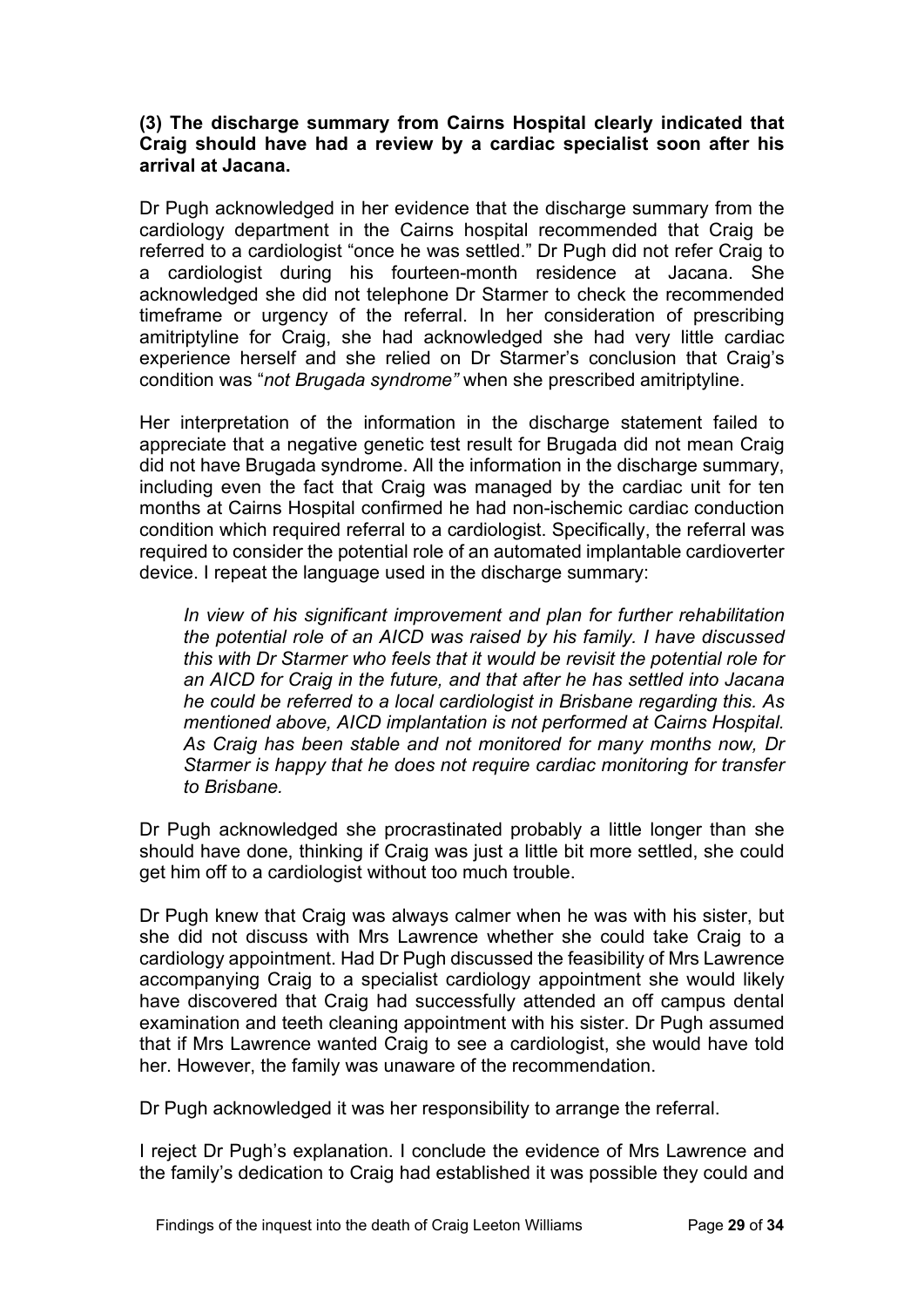**(3) The discharge summary from Cairns Hospital clearly indicated that Craig should have had a review by a cardiac specialist soon after his arrival at Jacana.**

Dr Pugh acknowledged in her evidence that the discharge summary from the cardiology department in the Cairns hospital recommended that Craig be referred to a cardiologist "once he was settled." Dr Pugh did not refer Craig to a cardiologist during his fourteen-month residence at Jacana. She acknowledged she did not telephone Dr Starmer to check the recommended timeframe or urgency of the referral. In her consideration of prescribing amitriptyline for Craig, she had acknowledged she had very little cardiac experience herself and she relied on Dr Starmer's conclusion that Craig's condition was "*not Brugada syndrome"* when she prescribed amitriptyline.

Her interpretation of the information in the discharge statement failed to appreciate that a negative genetic test result for Brugada did not mean Craig did not have Brugada syndrome. All the information in the discharge summary, including even the fact that Craig was managed by the cardiac unit for ten months at Cairns Hospital confirmed he had non-ischemic cardiac conduction condition which required referral to a cardiologist. Specifically, the referral was required to consider the potential role of an automated implantable cardioverter device. I repeat the language used in the discharge summary:

> *In view of his significant improvement and plan for further rehabilitation the potential role of an AICD was raised by his family. I have discussed this with Dr Starmer who feels that it would be revisit the potential role for an AICD for Craig in the future, and that after he has settled into Jacana he could be referred to a local cardiologist in Brisbane regarding this. As mentioned above, AICD implantation is not performed at Cairns Hospital. As Craig has been stable and not monitored for many months now, Dr Starmer is happy that he does not require cardiac monitoring for transfer to Brisbane.*

Dr Pugh acknowledged she procrastinated probably a little longer than she should have done, thinking if Craig was just a little bit more settled, she could get him off to a cardiologist without too much trouble.

Dr Pugh knew that Craig was always calmer when he was with his sister, but she did not discuss with Mrs Lawrence whether she could take Craig to a cardiology appointment. Had Dr Pugh discussed the feasibility of Mrs Lawrence accompanying Craig to a specialist cardiology appointment she would likely have discovered that Craig had successfully attended an off campus dental examination and teeth cleaning appointment with his sister. Dr Pugh assumed that if Mrs Lawrence wanted Craig to see a cardiologist, she would have told her. However, the family was unaware of the recommendation.

Dr Pugh acknowledged it was her responsibility to arrange the referral.

I reject Dr Pugh's explanation. I conclude the evidence of Mrs Lawrence and the family's dedication to Craig had established it was possible they could and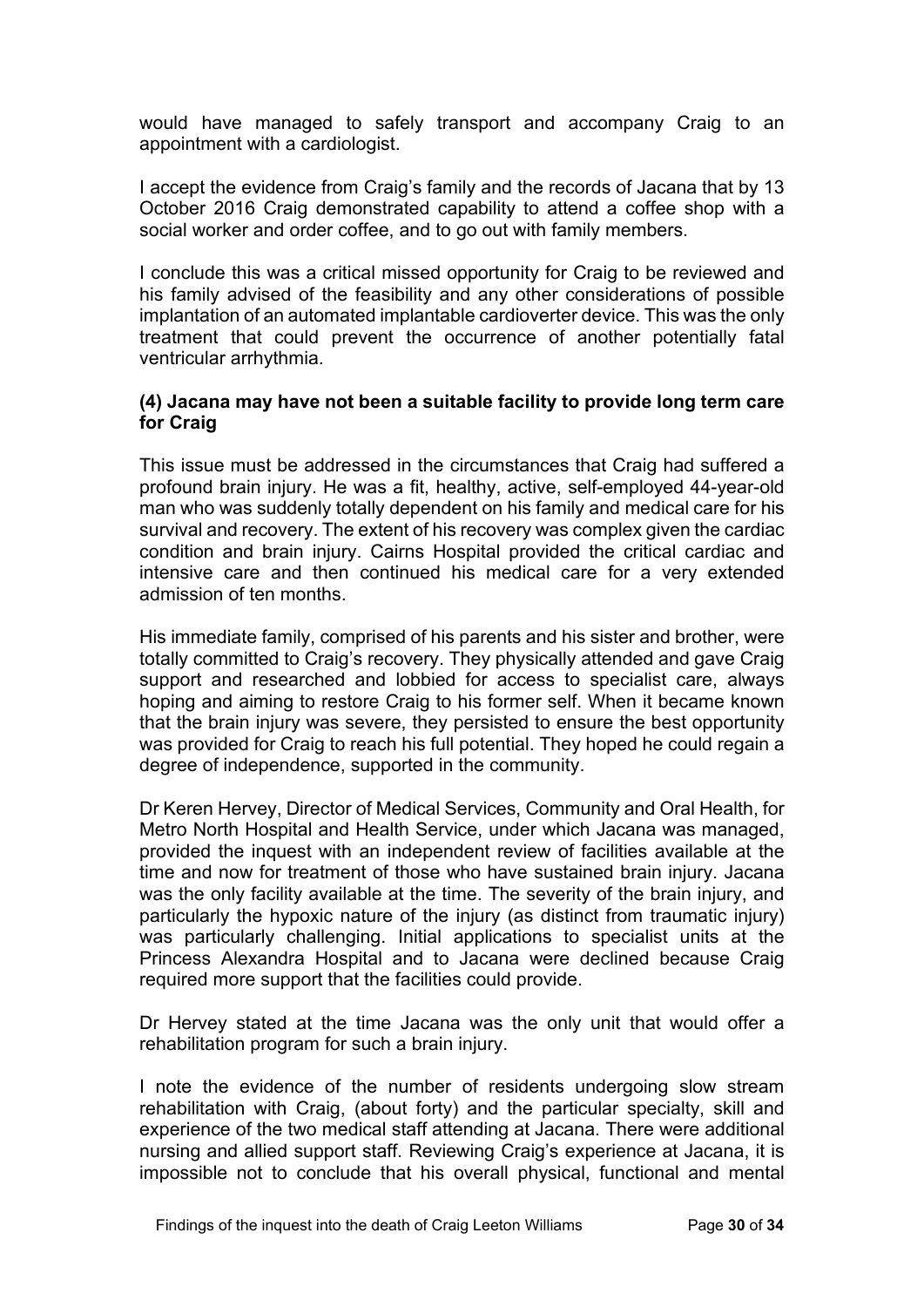would have managed to safely transport and accompany Craig to an appointment with a cardiologist.

I accept the evidence from Craig's family and the records of Jacana that by 13 October 2016 Craig demonstrated capability to attend a coffee shop with a social worker and order coffee, and to go out with family members.

I conclude this was a critical missed opportunity for Craig to be reviewed and his family advised of the feasibility and any other considerations of possible implantation of an automated implantable cardioverter device. This was the only treatment that could prevent the occurrence of another potentially fatal ventricular arrhythmia.

**(4) Jacana may have not been a suitable facility to provide long term care for Craig**

This issue must be addressed in the circumstances that Craig had suffered a profound brain injury. He was a fit, healthy, active, self-employed 44-year-old man who was suddenly totally dependent on his family and medical care for his survival and recovery. The extent of his recovery was complex given the cardiac condition and brain injury. Cairns Hospital provided the critical cardiac and intensive care and then continued his medical care for a very extended admission of ten months.

His immediate family, comprised of his parents and his sister and brother, were totally committed to Craig's recovery. They physically attended and gave Craig support and researched and lobbied for access to specialist care, always hoping and aiming to restore Craig to his former self. When it became known that the brain injury was severe, they persisted to ensure the best opportunity was provided for Craig to reach his full potential. They hoped he could regain a degree of independence, supported in the community.

Dr Keren Hervey, Director of Medical Services, Community and Oral Health, for Metro North Hospital and Health Service, under which Jacana was managed, provided the inquest with an independent review of facilities available at the time and now for treatment of those who have sustained brain injury. Jacana was the only facility available at the time. The severity of the brain injury, and particularly the hypoxic nature of the injury (as distinct from traumatic injury) was particularly challenging. Initial applications to specialist units at the Princess Alexandra Hospital and to Jacana were declined because Craig required more support that the facilities could provide.

Dr Hervey stated at the time Jacana was the only unit that would offer a rehabilitation program for such a brain injury.

I note the evidence of the number of residents undergoing slow stream rehabilitation with Craig, (about forty) and the particular specialty, skill and experience of the two medical staff attending at Jacana. There were additional nursing and allied support staff. Reviewing Craig's experience at Jacana, it is impossible not to conclude that his overall physical, functional and mental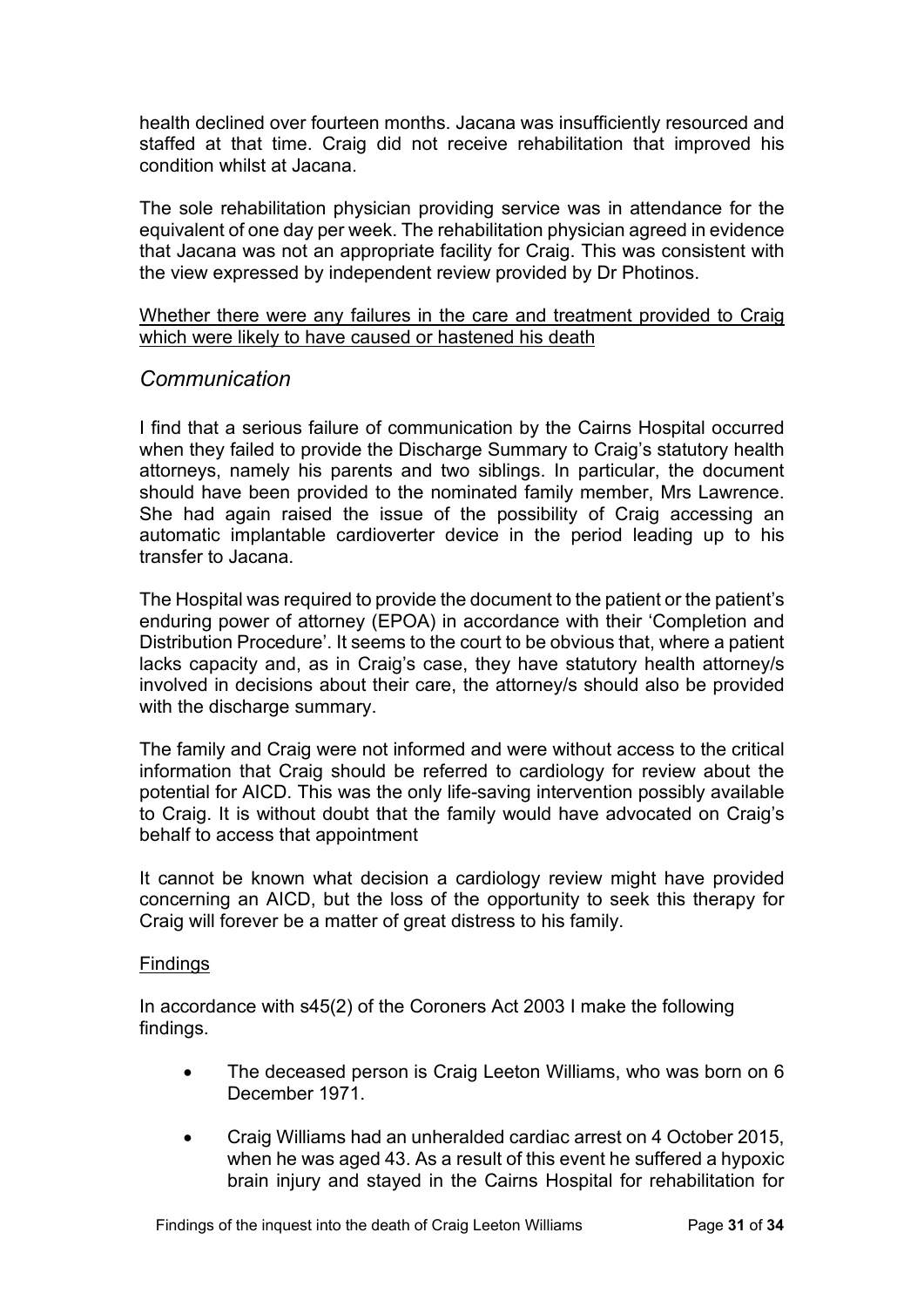health declined over fourteen months. Jacana was insufficiently resourced and staffed at that time. Craig did not receive rehabilitation that improved his condition whilst at Jacana.

The sole rehabilitation physician providing service was in attendance for the equivalent of one day per week. The rehabilitation physician agreed in evidence that Jacana was not an appropriate facility for Craig. This was consistent with the view expressed by independent review provided by Dr Photinos.

Whether there were any failures in the care and treatment provided to Craig which were likely to have caused or hastened his death

## *Communication*

I find that a serious failure of communication by the Cairns Hospital occurred when they failed to provide the Discharge Summary to Craig's statutory health attorneys, namely his parents and two siblings. In particular, the document should have been provided to the nominated family member, Mrs Lawrence. She had again raised the issue of the possibility of Craig accessing an automatic implantable cardioverter device in the period leading up to his transfer to Jacana.

The Hospital was required to provide the document to the patient or the patient's enduring power of attorney (EPOA) in accordance with their 'Completion and Distribution Procedure'. It seems to the court to be obvious that, where a patient lacks capacity and, as in Craig's case, they have statutory health attorney/s involved in decisions about their care, the attorney/s should also be provided with the discharge summary.

The family and Craig were not informed and were without access to the critical information that Craig should be referred to cardiology for review about the potential for AICD. This was the only life-saving intervention possibly available to Craig. It is without doubt that the family would have advocated on Craig's behalf to access that appointment

It cannot be known what decision a cardiology review might have provided concerning an AICD, but the loss of the opportunity to seek this therapy for Craig will forever be a matter of great distress to his family.

Findings

In accordance with s45(2) of the Coroners Act 2003 I make the following findings.

- The deceased person is Craig Leeton Williams, who was born on 6 December 1971.
- Craig Williams had an unheralded cardiac arrest on 4 October 2015, when he was aged 43. As a result of this event he suffered a hypoxic brain injury and stayed in the Cairns Hospital for rehabilitation for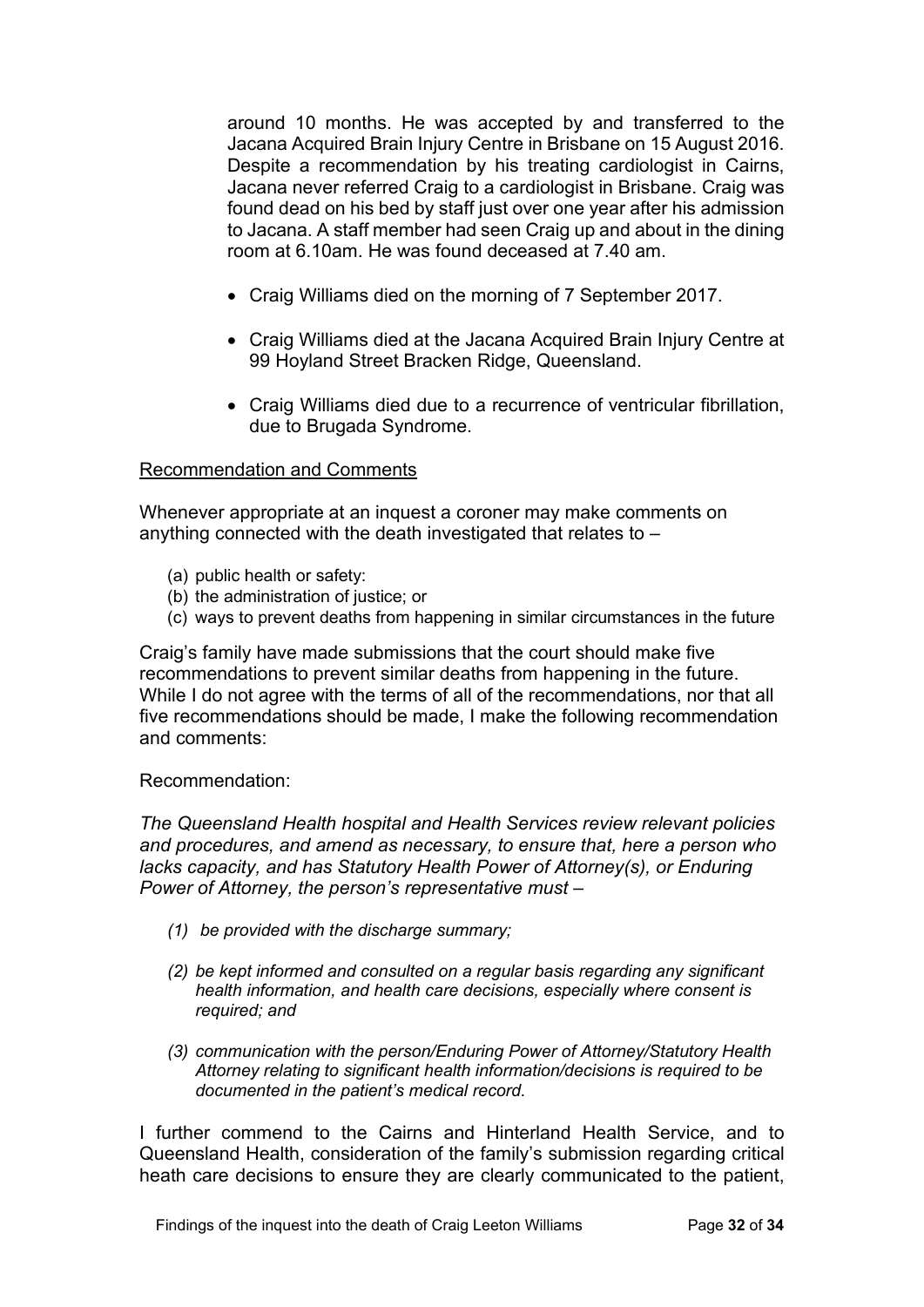around 10 months. He was accepted by and transferred to the Jacana Acquired Brain Injury Centre in Brisbane on 15 August 2016. Despite a recommendation by his treating cardiologist in Cairns, Jacana never referred Craig to a cardiologist in Brisbane. Craig was found dead on his bed by staff just over one year after his admission to Jacana. A staff member had seen Craig up and about in the dining room at 6.10am. He was found deceased at 7.40 am.

- Craig Williams died on the morning of 7 September 2017.
- Craig Williams died at the Jacana Acquired Brain Injury Centre at 99 Hoyland Street Bracken Ridge, Queensland.
- Craig Williams died due to a recurrence of ventricular fibrillation, due to Brugada Syndrome.

Recommendation and Comments

Whenever appropriate at an inquest a coroner may make comments on anything connected with the death investigated that relates to –

(a) public health or safety:
(b) the administration of justice; or
(c) ways to prevent deaths from happening in similar circumstances in the future

Craig's family have made submissions that the court should make five recommendations to prevent similar deaths from happening in the future. While I do not agree with the terms of all of the recommendations, nor that all five recommendations should be made, I make the following recommendation and comments:

Recommendation:

*The Queensland Health hospital and Health Services review relevant policies and procedures, and amend as necessary, to ensure that, here a person who lacks capacity, and has Statutory Health Power of Attorney(s), or Enduring Power of Attorney, the person's representative must –*

*(1) be provided with the discharge summary;*

*(2) be kept informed and consulted on a regular basis regarding any significant health information, and health care decisions, especially where consent is required; and*

*(3) communication with the person/Enduring Power of Attorney/Statutory Health Attorney relating to significant health information/decisions is required to be documented in the patient's medical record.*

I further commend to the Cairns and Hinterland Health Service, and to Queensland Health, consideration of the family's submission regarding critical heath care decisions to ensure they are clearly communicated to the patient,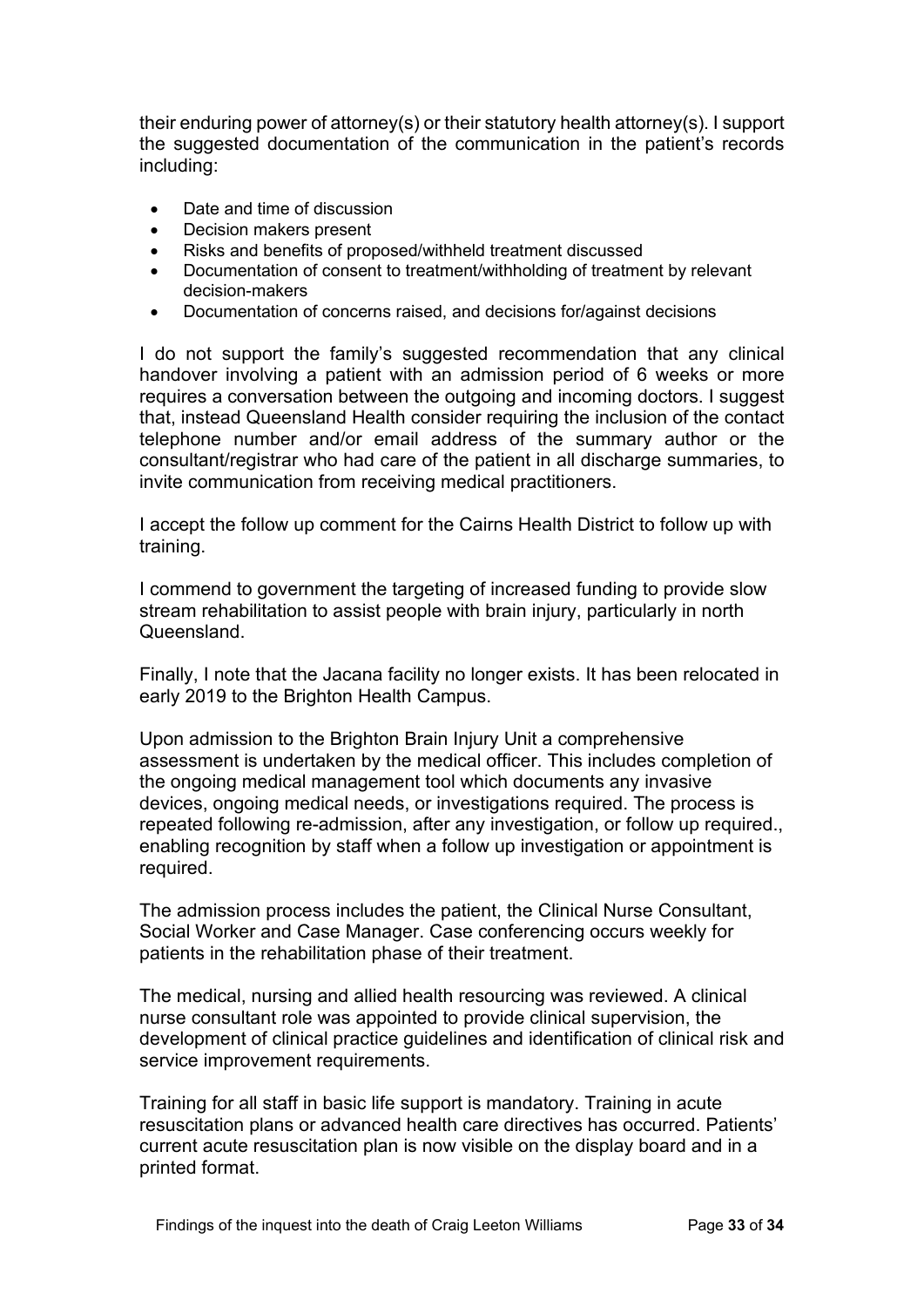their enduring power of attorney(s) or their statutory health attorney(s). I support the suggested documentation of the communication in the patient's records including:

- Date and time of discussion
- Decision makers present
- Risks and benefits of proposed/withheld treatment discussed
- Documentation of consent to treatment/withholding of treatment by relevant decision-makers
- Documentation of concerns raised, and decisions for/against decisions

I do not support the family's suggested recommendation that any clinical handover involving a patient with an admission period of 6 weeks or more requires a conversation between the outgoing and incoming doctors. I suggest that, instead Queensland Health consider requiring the inclusion of the contact telephone number and/or email address of the summary author or the consultant/registrar who had care of the patient in all discharge summaries, to invite communication from receiving medical practitioners.

I accept the follow up comment for the Cairns Health District to follow up with training.

I commend to government the targeting of increased funding to provide slow stream rehabilitation to assist people with brain injury, particularly in north Queensland.

Finally, I note that the Jacana facility no longer exists. It has been relocated in early 2019 to the Brighton Health Campus.

Upon admission to the Brighton Brain Injury Unit a comprehensive assessment is undertaken by the medical officer. This includes completion of the ongoing medical management tool which documents any invasive devices, ongoing medical needs, or investigations required. The process is repeated following re-admission, after any investigation, or follow up required., enabling recognition by staff when a follow up investigation or appointment is required.

The admission process includes the patient, the Clinical Nurse Consultant, Social Worker and Case Manager. Case conferencing occurs weekly for patients in the rehabilitation phase of their treatment.

The medical, nursing and allied health resourcing was reviewed. A clinical nurse consultant role was appointed to provide clinical supervision, the development of clinical practice guidelines and identification of clinical risk and service improvement requirements.

Training for all staff in basic life support is mandatory. Training in acute resuscitation plans or advanced health care directives has occurred. Patients' current acute resuscitation plan is now visible on the display board and in a printed format.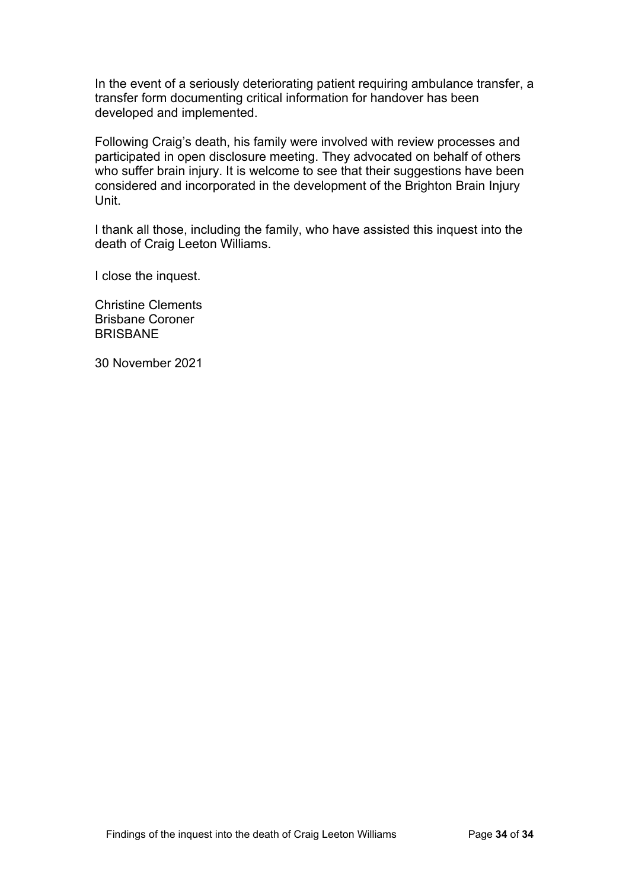In the event of a seriously deteriorating patient requiring ambulance transfer, a transfer form documenting critical information for handover has been developed and implemented.

Following Craig's death, his family were involved with review processes and participated in open disclosure meeting. They advocated on behalf of others who suffer brain injury. It is welcome to see that their suggestions have been considered and incorporated in the development of the Brighton Brain Injury Unit.

I thank all those, including the family, who have assisted this inquest into the death of Craig Leeton Williams.

I close the inquest.

Christine Clements  
Brisbane Coroner  
BRISBANE

30 November 2021